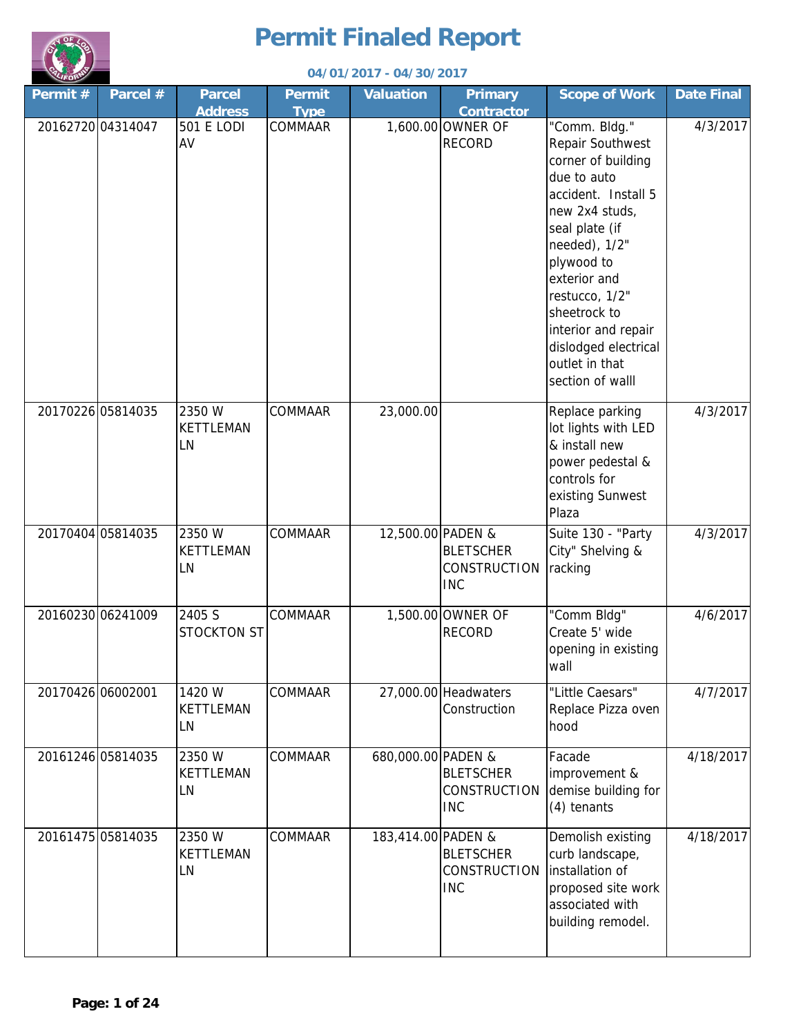# Permit Finaled Report

**04/01/2017 - 04/30/2017**

| Permit # | Parcel # | Parcel Address | Permit Type | Valuation | Primary Contractor | Scope of Work | Date Final |
|---|---|---|---|---|---|---|---|
| 20162720 | 04314047 | 501 E LODI AV | COMMAAR | 1,600.00 | OWNER OF RECORD | "Comm. Bldg." Repair Southwest corner of building due to auto accident. Install 5 new 2x4 studs, seal plate (if needed), 1/2" plywood to exterior and restucco, 1/2" sheetrock to interior and repair dislodged electrical outlet in that section of walll | 4/3/2017 |
| 20170226 | 05814035 | 2350 W KETTLEMAN LN | COMMAAR | 23,000.00 | | Replace parking lot lights with LED & install new power pedestal & controls for existing Sunwest Plaza | 4/3/2017 |
| 20170404 | 05814035 | 2350 W KETTLEMAN LN | COMMAAR | 12,500.00 | PADEN & BLETSCHER CONSTRUCTION INC | Suite 130 - "Party City" Shelving & racking | 4/3/2017 |
| 20160230 | 06241009 | 2405 S STOCKTON ST | COMMAAR | 1,500.00 | OWNER OF RECORD | "Comm Bldg" Create 5' wide opening in existing wall | 4/6/2017 |
| 20170426 | 06002001 | 1420 W KETTLEMAN LN | COMMAAR | 27,000.00 | Headwaters Construction | "Little Caesars" Replace Pizza oven hood | 4/7/2017 |
| 20161246 | 05814035 | 2350 W KETTLEMAN LN | COMMAAR | 680,000.00 | PADEN & BLETSCHER CONSTRUCTION INC | Facade improvement & demise building for (4) tenants | 4/18/2017 |
| 20161475 | 05814035 | 2350 W KETTLEMAN LN | COMMAAR | 183,414.00 | PADEN & BLETSCHER CONSTRUCTION INC | Demolish existing curb landscape, installation of proposed site work associated with building remodel. | 4/18/2017 |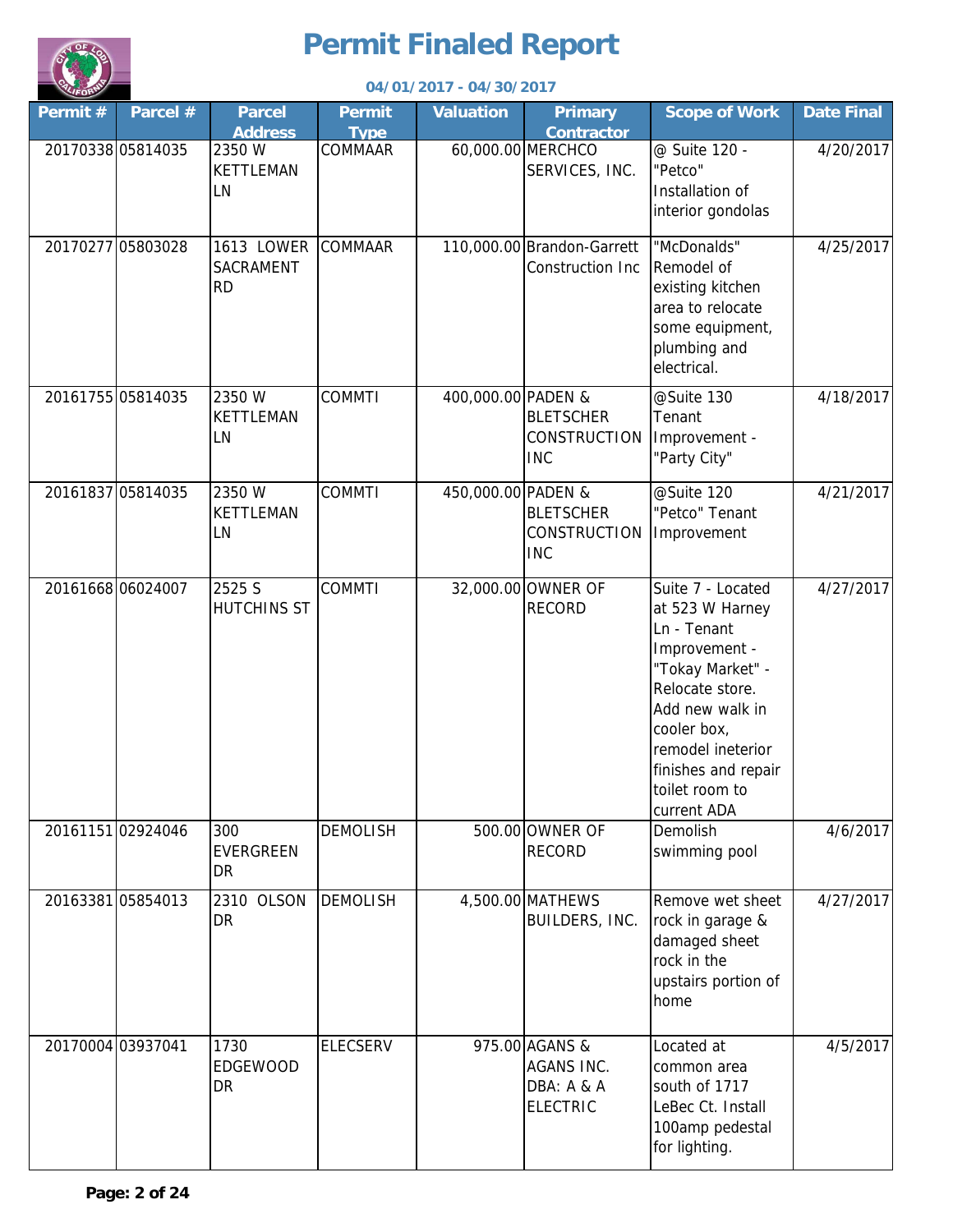# Permit Finaled Report

**04/01/2017 - 04/30/2017**

| Permit # | Parcel # | Parcel Address | Permit Type | Valuation | Primary Contractor | Scope of Work | Date Final |
|---|---|---|---|---|---|---|---|
| 20170338 | 05814035 | 2350 W KETTLEMAN LN | COMMAAR | 60,000.00 | MERCHCO SERVICES, INC. | @ Suite 120 - "Petco" Installation of interior gondolas | 4/20/2017 |
| 20170277 | 05803028 | 1613 LOWER SACRAMENT RD | COMMAAR | 110,000.00 | Brandon-Garrett Construction Inc | "McDonalds" Remodel of existing kitchen area to relocate some equipment, plumbing and electrical. | 4/25/2017 |
| 20161755 | 05814035 | 2350 W KETTLEMAN LN | COMMTI | 400,000.00 | PADEN & BLETSCHER CONSTRUCTION INC | @Suite 130 Tenant Improvement - "Party City" | 4/18/2017 |
| 20161837 | 05814035 | 2350 W KETTLEMAN LN | COMMTI | 450,000.00 | PADEN & BLETSCHER CONSTRUCTION INC | @Suite 120 "Petco" Tenant Improvement | 4/21/2017 |
| 20161668 | 06024007 | 2525 S HUTCHINS ST | COMMTI | 32,000.00 | OWNER OF RECORD | Suite 7 - Located at 523 W Harney Ln - Tenant Improvement - "Tokay Market" - Relocate store. Add new walk in cooler box, remodel ineterior finishes and repair toilet room to current ADA | 4/27/2017 |
| 20161151 | 02924046 | 300 EVERGREEN DR | DEMOLISH | 500.00 | OWNER OF RECORD | Demolish swimming pool | 4/6/2017 |
| 20163381 | 05854013 | 2310 OLSON DR | DEMOLISH | 4,500.00 | MATHEWS BUILDERS, INC. | Remove wet sheet rock in garage & damaged sheet rock in the upstairs portion of home | 4/27/2017 |
| 20170004 | 03937041 | 1730 EDGEWOOD DR | ELECSERV | 975.00 | AGANS & AGANS INC. DBA: A & A ELECTRIC | Located at common area south of 1717 LeBec Ct. Install 100amp pedestal for lighting. | 4/5/2017 |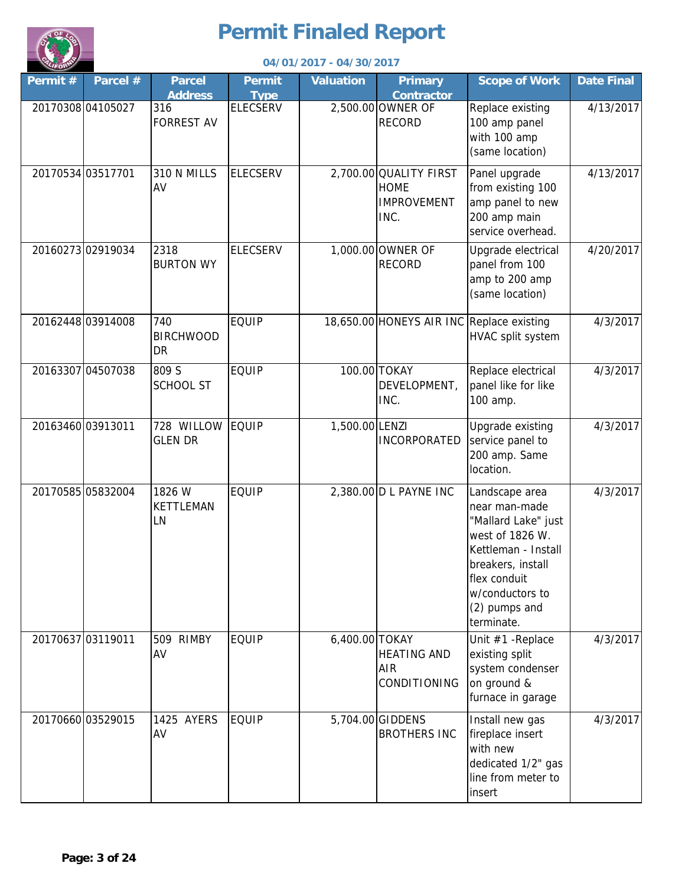# Permit Finaled Report

**04/01/2017 - 04/30/2017**

| Permit # | Parcel # | Parcel Address | Permit Type | Valuation | Primary Contractor | Scope of Work | Date Final |
|---|---|---|---|---|---|---|---|
| 20170308 | 04105027 | 316 FORREST AV | ELECSERV | 2,500.00 | OWNER OF RECORD | Replace existing 100 amp panel with 100 amp (same location) | 4/13/2017 |
| 20170534 | 03517701 | 310 N MILLS AV | ELECSERV | 2,700.00 | QUALITY FIRST HOME IMPROVEMENT INC. | Panel upgrade from existing 100 amp panel to new 200 amp main service overhead. | 4/13/2017 |
| 20160273 | 02919034 | 2318 BURTON WY | ELECSERV | 1,000.00 | OWNER OF RECORD | Upgrade electrical panel from 100 amp to 200 amp (same location) | 4/20/2017 |
| 20162448 | 03914008 | 740 BIRCHWOOD DR | EQUIP | 18,650.00 | HONEYS AIR INC | Replace existing HVAC split system | 4/3/2017 |
| 20163307 | 04507038 | 809 S SCHOOL ST | EQUIP | 100.00 | TOKAY DEVELOPMENT, INC. | Replace electrical panel like for like 100 amp. | 4/3/2017 |
| 20163460 | 03913011 | 728 WILLOW GLEN DR | EQUIP | 1,500.00 | LENZI INCORPORATED | Upgrade existing service panel to 200 amp. Same location. | 4/3/2017 |
| 20170585 | 05832004 | 1826 W KETTLEMAN LN | EQUIP | 2,380.00 | D L PAYNE INC | Landscape area near man-made "Mallard Lake" just west of 1826 W. Kettleman - Install breakers, install flex conduit w/conductors to (2) pumps and terminate. | 4/3/2017 |
| 20170637 | 03119011 | 509 RIMBY AV | EQUIP | 6,400.00 | TOKAY HEATING AND AIR CONDITIONING | Unit #1 -Replace existing split system condenser on ground & furnace in garage | 4/3/2017 |
| 20170660 | 03529015 | 1425 AYERS AV | EQUIP | 5,704.00 | GIDDENS BROTHERS INC | Install new gas fireplace insert with new dedicated 1/2" gas line from meter to insert | 4/3/2017 |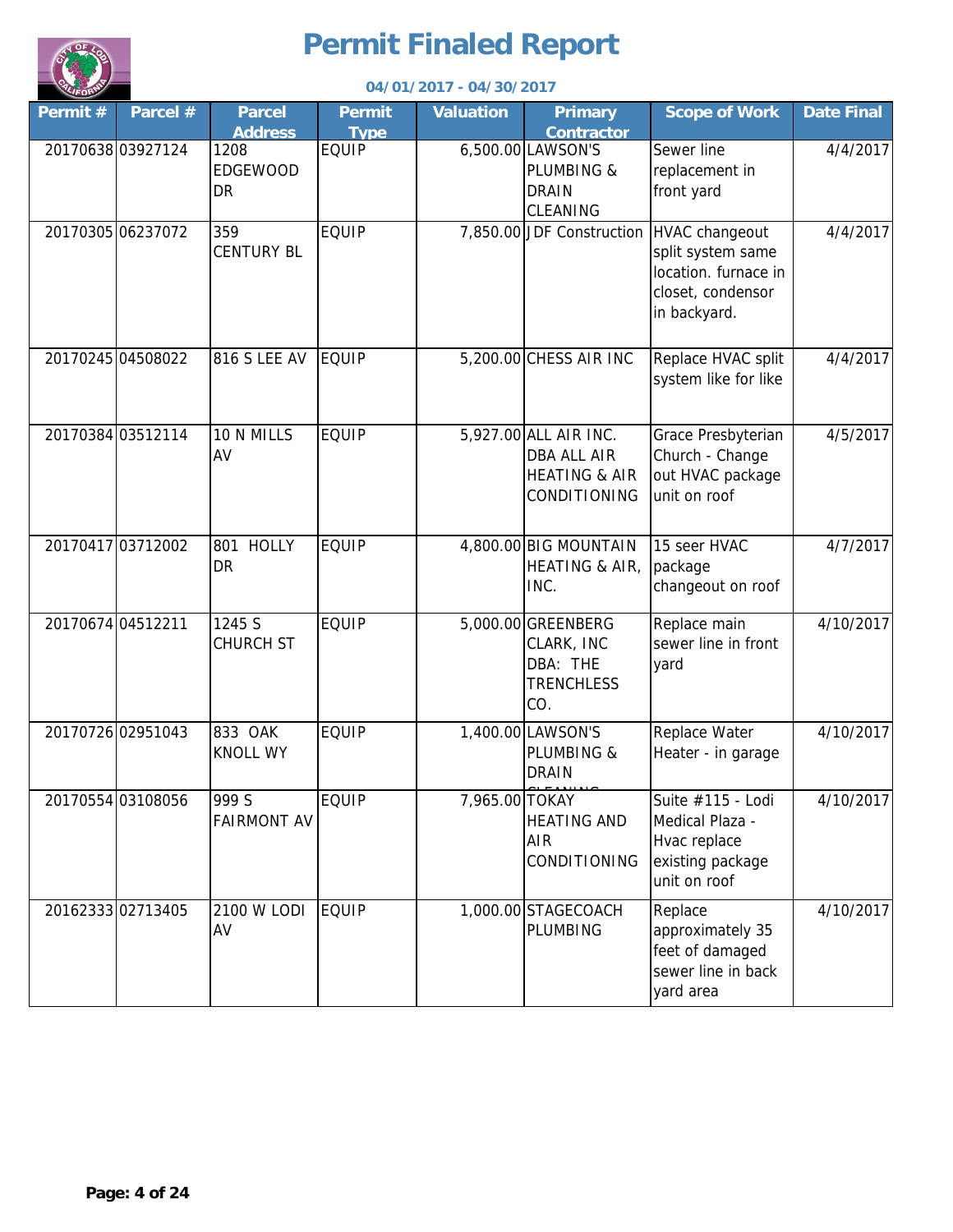# Permit Finaled Report

**04/01/2017 - 04/30/2017**

| Permit # | Parcel # | Parcel Address | Permit Type | Valuation | Primary Contractor | Scope of Work | Date Final |
|---|---|---|---|---|---|---|---|
| 20170638 | 03927124 | 1208 EDGEWOOD DR | EQUIP | 6,500.00 | LAWSON'S PLUMBING & DRAIN CLEANING | Sewer line replacement in front yard | 4/4/2017 |
| 20170305 | 06237072 | 359 CENTURY BL | EQUIP | 7,850.00 | JDF Construction | HVAC changeout split system same location. furnace in closet, condensor in backyard. | 4/4/2017 |
| 20170245 | 04508022 | 816 S LEE AV | EQUIP | 5,200.00 | CHESS AIR INC | Replace HVAC split system like for like | 4/4/2017 |
| 20170384 | 03512114 | 10 N MILLS AV | EQUIP | 5,927.00 | ALL AIR INC. DBA ALL AIR HEATING & AIR CONDITIONING | Grace Presbyterian Church - Change out HVAC package unit on roof | 4/5/2017 |
| 20170417 | 03712002 | 801 HOLLY DR | EQUIP | 4,800.00 | BIG MOUNTAIN HEATING & AIR, INC. | 15 seer HVAC package changeout on roof | 4/7/2017 |
| 20170674 | 04512211 | 1245 S CHURCH ST | EQUIP | 5,000.00 | GREENBERG CLARK, INC DBA: THE TRENCHLESS CO. | Replace main sewer line in front yard | 4/10/2017 |
| 20170726 | 02951043 | 833 OAK KNOLL WY | EQUIP | 1,400.00 | LAWSON'S PLUMBING & DRAIN CLEANING | Replace Water Heater - in garage | 4/10/2017 |
| 20170554 | 03108056 | 999 S FAIRMONT AV | EQUIP | 7,965.00 | TOKAY HEATING AND AIR CONDITIONING | Suite #115 - Lodi Medical Plaza - Hvac replace existing package unit on roof | 4/10/2017 |
| 20162333 | 02713405 | 2100 W LODI AV | EQUIP | 1,000.00 | STAGECOACH PLUMBING | Replace approximately 35 feet of damaged sewer line in back yard area | 4/10/2017 |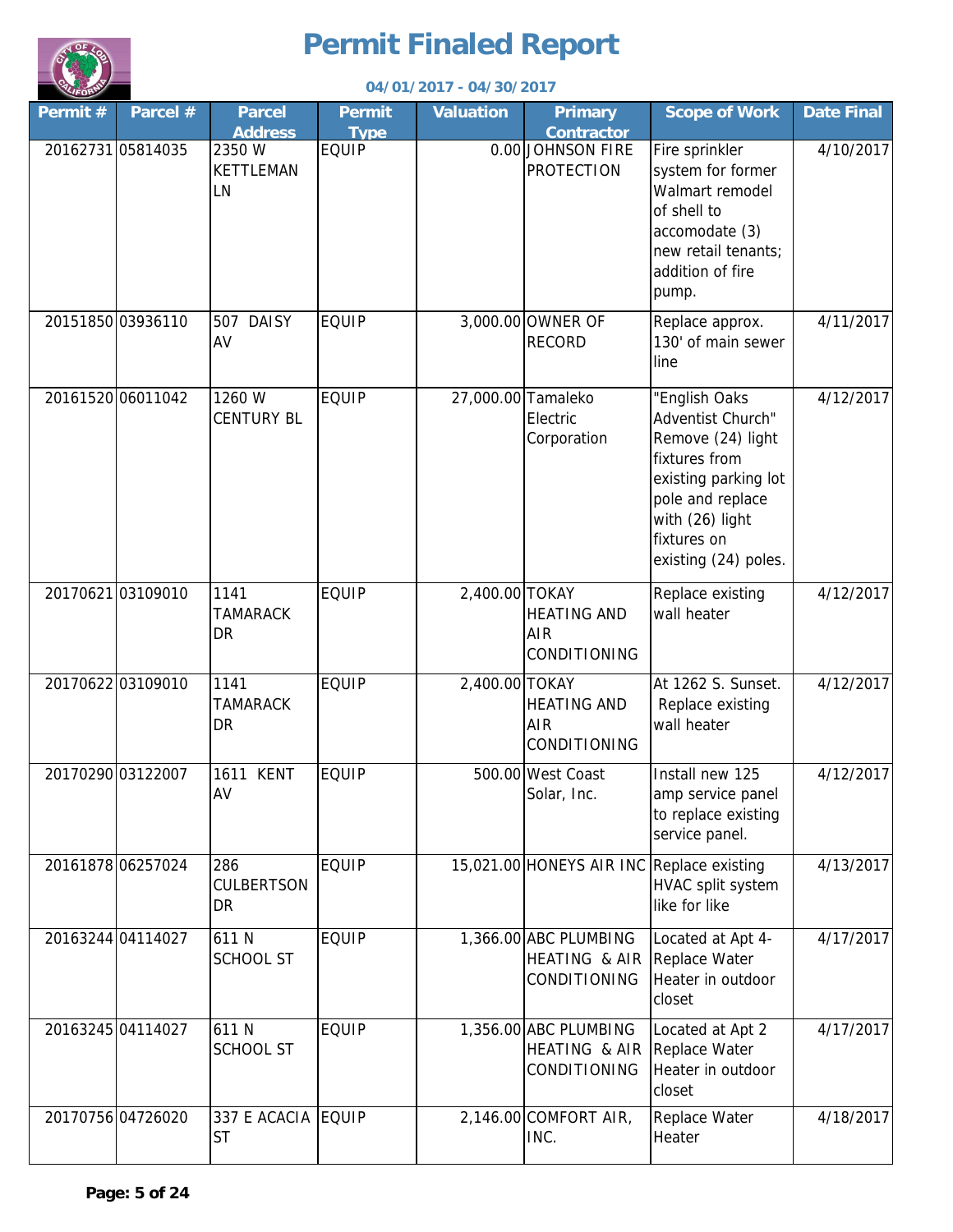# Permit Finaled Report

**04/01/2017 - 04/30/2017**

| Permit # | Parcel # | Parcel Address | Permit Type | Valuation | Primary Contractor | Scope of Work | Date Final |
|---|---|---|---|---|---|---|---|
| 20162731 | 05814035 | 2350 W KETTLEMAN LN | EQUIP | 0.00 | JOHNSON FIRE PROTECTION | Fire sprinkler system for former Walmart remodel of shell to accomodate (3) new retail tenants; addition of fire pump. | 4/10/2017 |
| 20151850 | 03936110 | 507 DAISY AV | EQUIP | 3,000.00 | OWNER OF RECORD | Replace approx. 130' of main sewer line | 4/11/2017 |
| 20161520 | 06011042 | 1260 W CENTURY BL | EQUIP | 27,000.00 | Tamaleko Electric Corporation | "English Oaks Adventist Church" Remove (24) light fixtures from existing parking lot pole and replace with (26) light fixtures on existing (24) poles. | 4/12/2017 |
| 20170621 | 03109010 | 1141 TAMARACK DR | EQUIP | 2,400.00 | TOKAY HEATING AND AIR CONDITIONING | Replace existing wall heater | 4/12/2017 |
| 20170622 | 03109010 | 1141 TAMARACK DR | EQUIP | 2,400.00 | TOKAY HEATING AND AIR CONDITIONING | At 1262 S. Sunset. Replace existing wall heater | 4/12/2017 |
| 20170290 | 03122007 | 1611 KENT AV | EQUIP | 500.00 | West Coast Solar, Inc. | Install new 125 amp service panel to replace existing service panel. | 4/12/2017 |
| 20161878 | 06257024 | 286 CULBERTSON DR | EQUIP | 15,021.00 | HONEYS AIR INC | Replace existing HVAC split system like for like | 4/13/2017 |
| 20163244 | 04114027 | 611 N SCHOOL ST | EQUIP | 1,366.00 | ABC PLUMBING HEATING & AIR CONDITIONING | Located at Apt 4- Replace Water Heater in outdoor closet | 4/17/2017 |
| 20163245 | 04114027 | 611 N SCHOOL ST | EQUIP | 1,356.00 | ABC PLUMBING HEATING & AIR CONDITIONING | Located at Apt 2 Replace Water Heater in outdoor closet | 4/17/2017 |
| 20170756 | 04726020 | 337 E ACACIA ST | EQUIP | 2,146.00 | COMFORT AIR, INC. | Replace Water Heater | 4/18/2017 |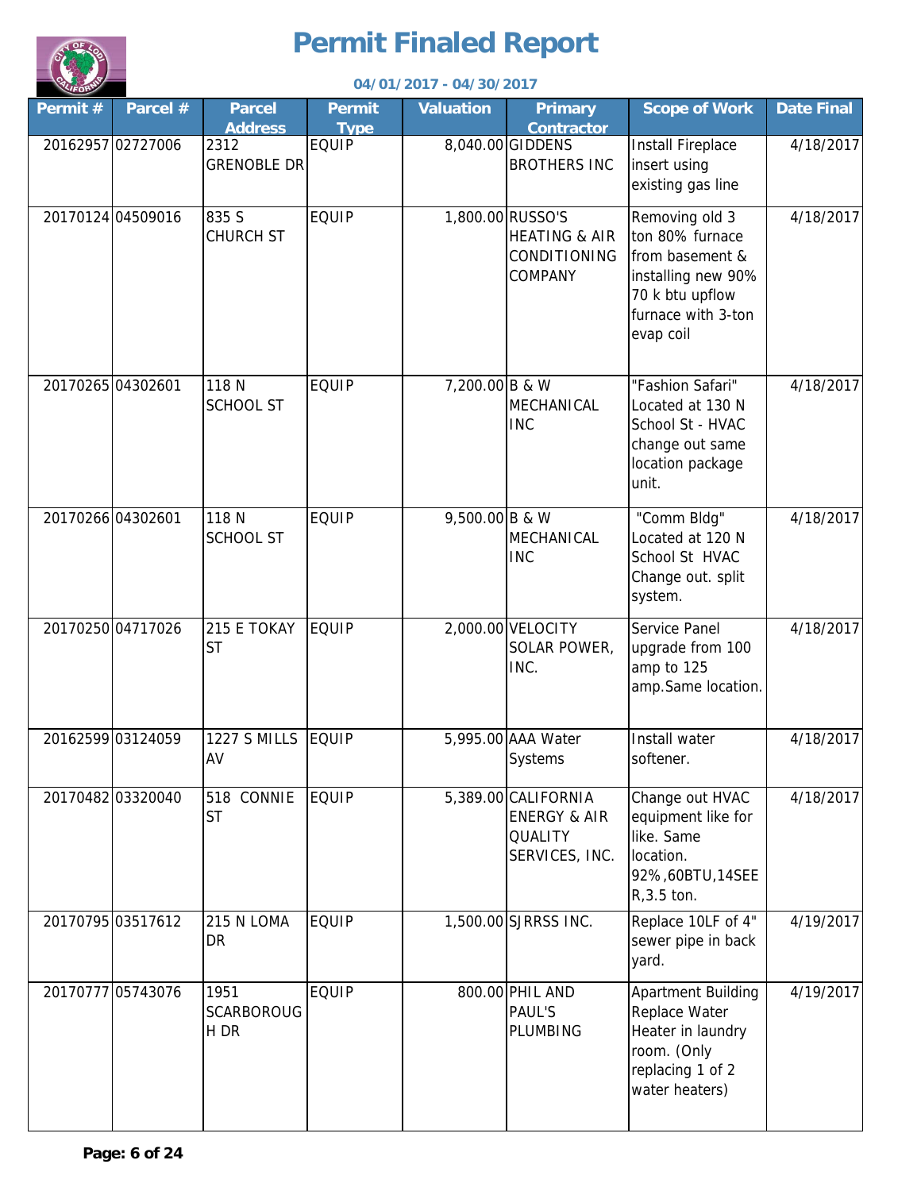# Permit Finaled Report

**04/01/2017 - 04/30/2017**

| Permit # | Parcel # | Parcel Address | Permit Type | Valuation | Primary Contractor | Scope of Work | Date Final |
|---|---|---|---|---|---|---|---|
| 20162957 | 02727006 | 2312 GRENOBLE DR | EQUIP | 8,040.00 | GIDDENS BROTHERS INC | Install Fireplace insert using existing gas line | 4/18/2017 |
| 20170124 | 04509016 | 835 S CHURCH ST | EQUIP | 1,800.00 | RUSSO'S HEATING & AIR CONDITIONING COMPANY | Removing old 3 ton 80% furnace from basement & installing new 90% 70 k btu upflow furnace with 3-ton evap coil | 4/18/2017 |
| 20170265 | 04302601 | 118 N SCHOOL ST | EQUIP | 7,200.00 | B & W MECHANICAL INC | "Fashion Safari" Located at 130 N School St - HVAC change out same location package unit. | 4/18/2017 |
| 20170266 | 04302601 | 118 N SCHOOL ST | EQUIP | 9,500.00 | B & W MECHANICAL INC | "Comm Bldg" Located at 120 N School St HVAC Change out. split system. | 4/18/2017 |
| 20170250 | 04717026 | 215 E TOKAY ST | EQUIP | 2,000.00 | VELOCITY SOLAR POWER, INC. | Service Panel upgrade from 100 amp to 125 amp.Same location. | 4/18/2017 |
| 20162599 | 03124059 | 1227 S MILLS AV | EQUIP | 5,995.00 | AAA Water Systems | Install water softener. | 4/18/2017 |
| 20170482 | 03320040 | 518 CONNIE ST | EQUIP | 5,389.00 | CALIFORNIA ENERGY & AIR QUALITY SERVICES, INC. | Change out HVAC equipment like for like. Same location. 92%,60BTU,14SEER,3.5 ton. | 4/18/2017 |
| 20170795 | 03517612 | 215 N LOMA DR | EQUIP | 1,500.00 | SJRRSS INC. | Replace 10LF of 4" sewer pipe in back yard. | 4/19/2017 |
| 20170777 | 05743076 | 1951 SCARBOROUGH DR | EQUIP | 800.00 | PHIL AND PAUL'S PLUMBING | Apartment Building Replace Water Heater in laundry room. (Only replacing 1 of 2 water heaters) | 4/19/2017 |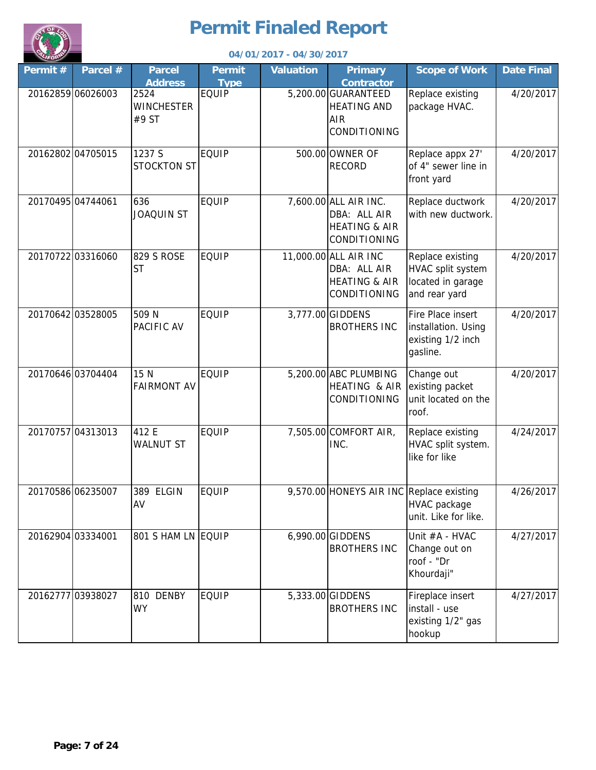# Permit Finaled Report

**04/01/2017 - 04/30/2017**

| Permit # | Parcel # | Parcel Address | Permit Type | Valuation | Primary Contractor | Scope of Work | Date Final |
|---|---|---|---|---|---|---|---|
| 20162859 | 06026003 | 2524 WINCHESTER #9 ST | EQUIP | 5,200.00 | GUARANTEED HEATING AND AIR CONDITIONING | Replace existing package HVAC. | 4/20/2017 |
| 20162802 | 04705015 | 1237 S STOCKTON ST | EQUIP | 500.00 | OWNER OF RECORD | Replace appx 27' of 4" sewer line in front yard | 4/20/2017 |
| 20170495 | 04744061 | 636 JOAQUIN ST | EQUIP | 7,600.00 | ALL AIR INC. DBA: ALL AIR HEATING & AIR CONDITIONING | Replace ductwork with new ductwork. | 4/20/2017 |
| 20170722 | 03316060 | 829 S ROSE ST | EQUIP | 11,000.00 | ALL AIR INC DBA: ALL AIR HEATING & AIR CONDITIONING | Replace existing HVAC split system located in garage and rear yard | 4/20/2017 |
| 20170642 | 03528005 | 509 N PACIFIC AV | EQUIP | 3,777.00 | GIDDENS BROTHERS INC | Fire Place insert installation. Using existing 1/2 inch gasline. | 4/20/2017 |
| 20170646 | 03704404 | 15 N FAIRMONT AV | EQUIP | 5,200.00 | ABC PLUMBING HEATING & AIR CONDITIONING | Change out existing packet unit located on the roof. | 4/20/2017 |
| 20170757 | 04313013 | 412 E WALNUT ST | EQUIP | 7,505.00 | COMFORT AIR, INC. | Replace existing HVAC split system. like for like | 4/24/2017 |
| 20170586 | 06235007 | 389 ELGIN AV | EQUIP | 9,570.00 | HONEYS AIR INC | Replace existing HVAC package unit. Like for like. | 4/26/2017 |
| 20162904 | 03334001 | 801 S HAM LN | EQUIP | 6,990.00 | GIDDENS BROTHERS INC | Unit #A - HVAC Change out on roof - "Dr Khourdaji" | 4/27/2017 |
| 20162777 | 03938027 | 810 DENBY WY | EQUIP | 5,333.00 | GIDDENS BROTHERS INC | Fireplace insert install - use existing 1/2" gas hookup | 4/27/2017 |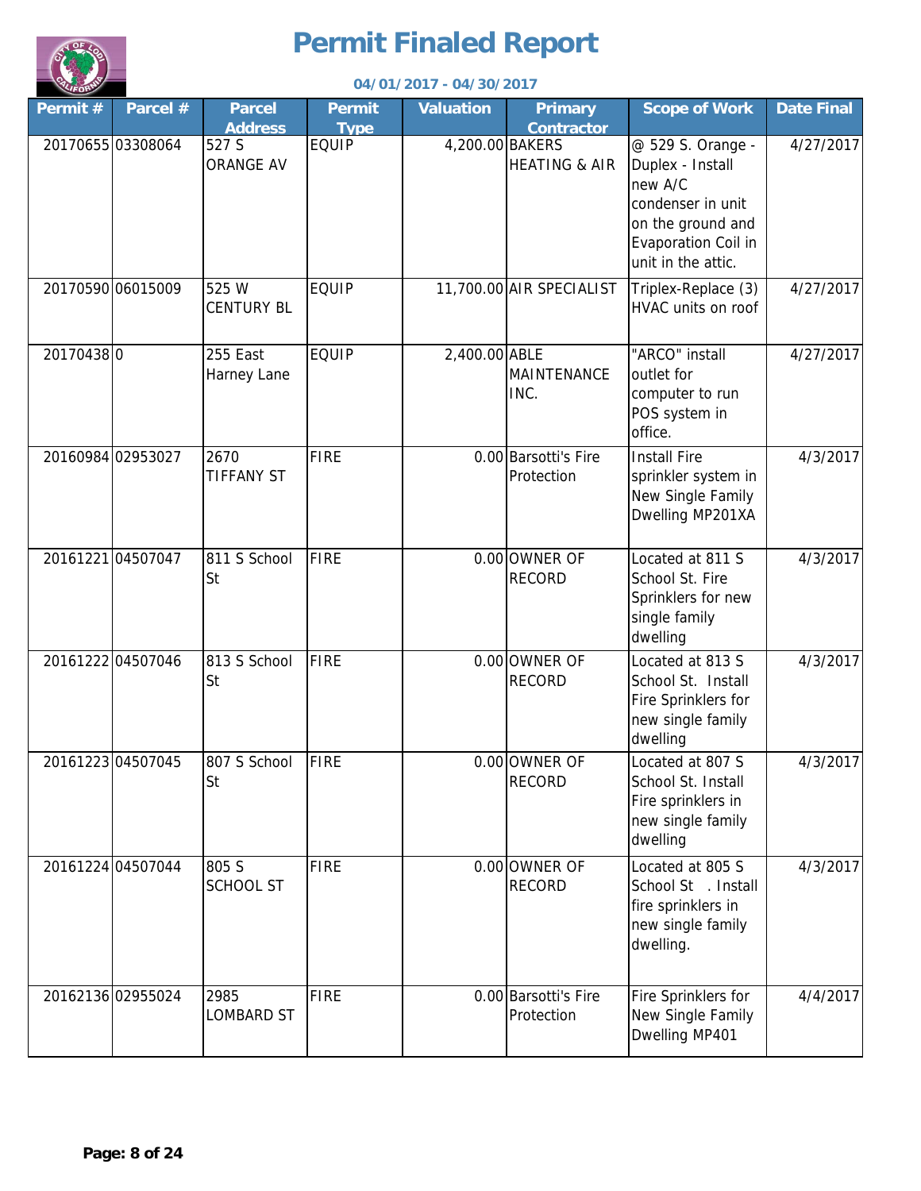# Permit Finaled Report

**04/01/2017 - 04/30/2017**

| Permit # | Parcel # | Parcel Address | Permit Type | Valuation | Primary Contractor | Scope of Work | Date Final |
|---|---|---|---|---|---|---|---|
| 20170655 | 03308064 | 527 S ORANGE AV | EQUIP | 4,200.00 | BAKERS HEATING & AIR | @ 529 S. Orange - Duplex - Install new A/C condenser in unit on the ground and Evaporation Coil in unit in the attic. | 4/27/2017 |
| 20170590 | 06015009 | 525 W CENTURY BL | EQUIP | 11,700.00 | AIR SPECIALIST | Triplex-Replace (3) HVAC units on roof | 4/27/2017 |
| 20170438 | 0 | 255 East Harney Lane | EQUIP | 2,400.00 | ABLE MAINTENANCE INC. | "ARCO" install outlet for computer to run POS system in office. | 4/27/2017 |
| 20160984 | 02953027 | 2670 TIFFANY ST | FIRE | 0.00 | Barsotti's Fire Protection | Install Fire sprinkler system in New Single Family Dwelling MP201XA | 4/3/2017 |
| 20161221 | 04507047 | 811 S School St | FIRE | 0.00 | OWNER OF RECORD | Located at 811 S School St. Fire Sprinklers for new single family dwelling | 4/3/2017 |
| 20161222 | 04507046 | 813 S School St | FIRE | 0.00 | OWNER OF RECORD | Located at 813 S School St. Install Fire Sprinklers for new single family dwelling | 4/3/2017 |
| 20161223 | 04507045 | 807 S School St | FIRE | 0.00 | OWNER OF RECORD | Located at 807 S School St. Install Fire sprinklers in new single family dwelling | 4/3/2017 |
| 20161224 | 04507044 | 805 S SCHOOL ST | FIRE | 0.00 | OWNER OF RECORD | Located at 805 S School St . Install fire sprinklers in new single family dwelling. | 4/3/2017 |
| 20162136 | 02955024 | 2985 LOMBARD ST | FIRE | 0.00 | Barsotti's Fire Protection | Fire Sprinklers for New Single Family Dwelling MP401 | 4/4/2017 |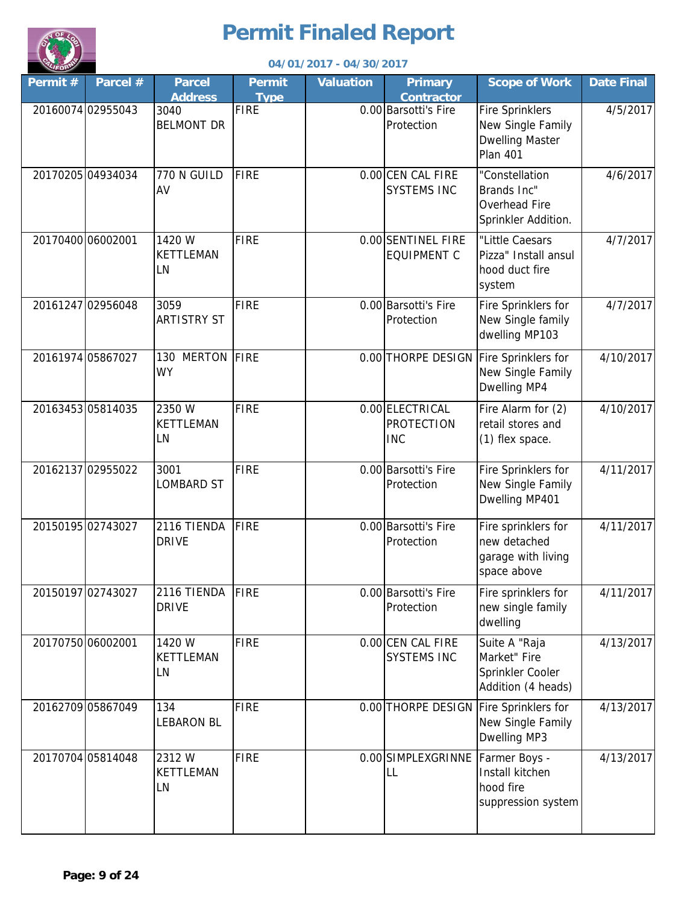# Permit Finaled Report

**04/01/2017 - 04/30/2017**

| Permit # | Parcel # | Parcel Address | Permit Type | Valuation | Primary Contractor | Scope of Work | Date Final |
|---|---|---|---|---|---|---|---|
| 20160074 | 02955043 | 3040 BELMONT DR | FIRE | 0.00 | Barsotti's Fire Protection | Fire Sprinklers New Single Family Dwelling Master Plan 401 | 4/5/2017 |
| 20170205 | 04934034 | 770 N GUILD AV | FIRE | 0.00 | CEN CAL FIRE SYSTEMS INC | "Constellation Brands Inc" Overhead Fire Sprinkler Addition. | 4/6/2017 |
| 20170400 | 06002001 | 1420 W KETTLEMAN LN | FIRE | 0.00 | SENTINEL FIRE EQUIPMENT C | "Little Caesars Pizza" Install ansul hood duct fire system | 4/7/2017 |
| 20161247 | 02956048 | 3059 ARTISTRY ST | FIRE | 0.00 | Barsotti's Fire Protection | Fire Sprinklers for New Single family dwelling MP103 | 4/7/2017 |
| 20161974 | 05867027 | 130 MERTON WY | FIRE | 0.00 | THORPE DESIGN | Fire Sprinklers for New Single Family Dwelling MP4 | 4/10/2017 |
| 20163453 | 05814035 | 2350 W KETTLEMAN LN | FIRE | 0.00 | ELECTRICAL PROTECTION INC | Fire Alarm for (2) retail stores and (1) flex space. | 4/10/2017 |
| 20162137 | 02955022 | 3001 LOMBARD ST | FIRE | 0.00 | Barsotti's Fire Protection | Fire Sprinklers for New Single Family Dwelling MP401 | 4/11/2017 |
| 20150195 | 02743027 | 2116 TIENDA DRIVE | FIRE | 0.00 | Barsotti's Fire Protection | Fire sprinklers for new detached garage with living space above | 4/11/2017 |
| 20150197 | 02743027 | 2116 TIENDA DRIVE | FIRE | 0.00 | Barsotti's Fire Protection | Fire sprinklers for new single family dwelling | 4/11/2017 |
| 20170750 | 06002001 | 1420 W KETTLEMAN LN | FIRE | 0.00 | CEN CAL FIRE SYSTEMS INC | Suite A "Raja Market" Fire Sprinkler Cooler Addition (4 heads) | 4/13/2017 |
| 20162709 | 05867049 | 134 LEBARON BL | FIRE | 0.00 | THORPE DESIGN | Fire Sprinklers for New Single Family Dwelling MP3 | 4/13/2017 |
| 20170704 | 05814048 | 2312 W KETTLEMAN LN | FIRE | 0.00 | SIMPLEXGRINNELL | Farmer Boys - Install kitchen hood fire suppression system | 4/13/2017 |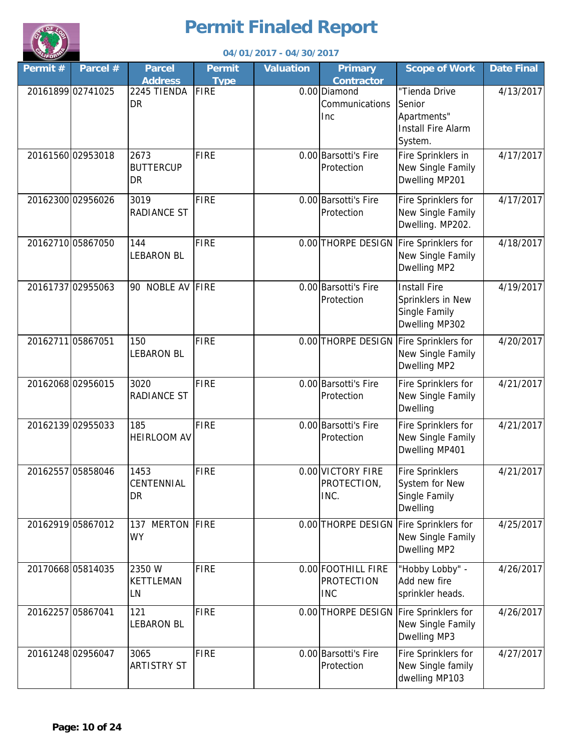# Permit Finaled Report

**04/01/2017 - 04/30/2017**

| Permit # | Parcel # | Parcel Address | Permit Type | Valuation | Primary Contractor | Scope of Work | Date Final |
|---|---|---|---|---|---|---|---|
| 20161899 | 02741025 | 2245 TIENDA DR | FIRE | 0.00 | Diamond Communications Inc | "Tienda Drive Senior Apartments" Install Fire Alarm System. | 4/13/2017 |
| 20161560 | 02953018 | 2673 BUTTERCUP DR | FIRE | 0.00 | Barsotti's Fire Protection | Fire Sprinklers in New Single Family Dwelling MP201 | 4/17/2017 |
| 20162300 | 02956026 | 3019 RADIANCE ST | FIRE | 0.00 | Barsotti's Fire Protection | Fire Sprinklers for New Single Family Dwelling. MP202. | 4/17/2017 |
| 20162710 | 05867050 | 144 LEBARON BL | FIRE | 0.00 | THORPE DESIGN | Fire Sprinklers for New Single Family Dwelling MP2 | 4/18/2017 |
| 20161737 | 02955063 | 90 NOBLE AV | FIRE | 0.00 | Barsotti's Fire Protection | Install Fire Sprinklers in New Single Family Dwelling MP302 | 4/19/2017 |
| 20162711 | 05867051 | 150 LEBARON BL | FIRE | 0.00 | THORPE DESIGN | Fire Sprinklers for New Single Family Dwelling MP2 | 4/20/2017 |
| 20162068 | 02956015 | 3020 RADIANCE ST | FIRE | 0.00 | Barsotti's Fire Protection | Fire Sprinklers for New Single Family Dwelling | 4/21/2017 |
| 20162139 | 02955033 | 185 HEIRLOOM AV | FIRE | 0.00 | Barsotti's Fire Protection | Fire Sprinklers for New Single Family Dwelling MP401 | 4/21/2017 |
| 20162557 | 05858046 | 1453 CENTENNIAL DR | FIRE | 0.00 | VICTORY FIRE PROTECTION, INC. | Fire Sprinklers System for New Single Family Dwelling | 4/21/2017 |
| 20162919 | 05867012 | 137 MERTON WY | FIRE | 0.00 | THORPE DESIGN | Fire Sprinklers for New Single Family Dwelling MP2 | 4/25/2017 |
| 20170668 | 05814035 | 2350 W KETTLEMAN LN | FIRE | 0.00 | FOOTHILL FIRE PROTECTION INC | "Hobby Lobby" - Add new fire sprinkler heads. | 4/26/2017 |
| 20162257 | 05867041 | 121 LEBARON BL | FIRE | 0.00 | THORPE DESIGN | Fire Sprinklers for New Single Family Dwelling MP3 | 4/26/2017 |
| 20161248 | 02956047 | 3065 ARTISTRY ST | FIRE | 0.00 | Barsotti's Fire Protection | Fire Sprinklers for New Single family dwelling MP103 | 4/27/2017 |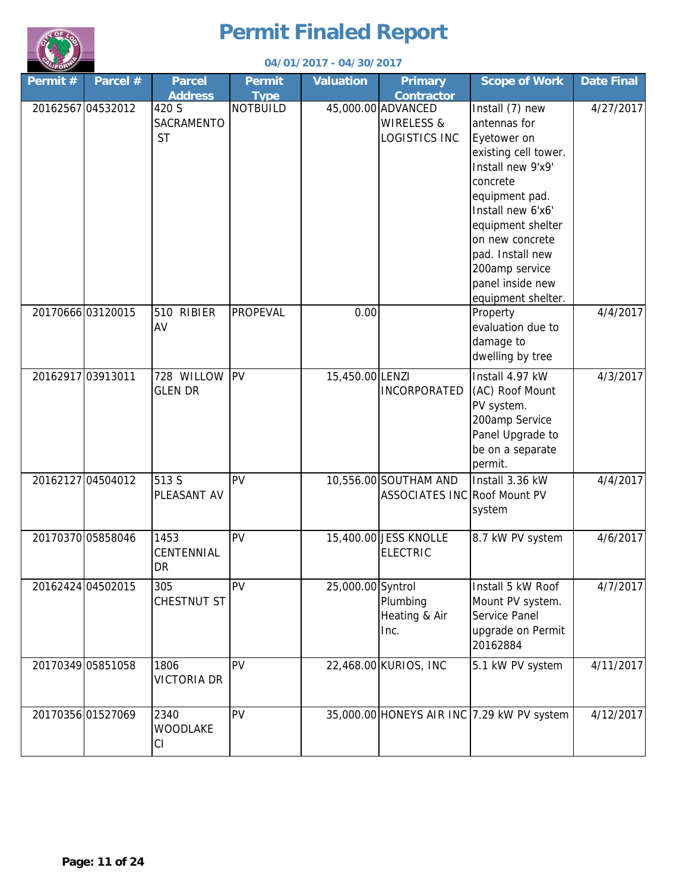# Permit Finaled Report

**04/01/2017 - 04/30/2017**

| Permit # | Parcel # | Parcel Address | Permit Type | Valuation | Primary Contractor | Scope of Work | Date Final |
|---|---|---|---|---|---|---|---|
| 20162567 | 04532012 | 420 S SACRAMENTO ST | NOTBUILD | 45,000.00 | ADVANCED WIRELESS & LOGISTICS INC | Install (7) new antennas for Eyetower on existing cell tower. Install new 9'x9' concrete equipment pad. Install new 6'x6' equipment shelter on new concrete pad. Install new 200amp service panel inside new equipment shelter. | 4/27/2017 |
| 20170666 | 03120015 | 510 RIBIER AV | PROPEVAL | 0.00 | | Property evaluation due to damage to dwelling by tree | 4/4/2017 |
| 20162917 | 03913011 | 728 WILLOW GLEN DR | PV | 15,450.00 | LENZI INCORPORATED | Install 4.97 kW (AC) Roof Mount PV system. 200amp Service Panel Upgrade to be on a separate permit. | 4/3/2017 |
| 20162127 | 04504012 | 513 S PLEASANT AV | PV | 10,556.00 | SOUTHAM AND ASSOCIATES INC | Install 3.36 kW Roof Mount PV system | 4/4/2017 |
| 20170370 | 05858046 | 1453 CENTENNIAL DR | PV | 15,400.00 | JESS KNOLLE ELECTRIC | 8.7 kW PV system | 4/6/2017 |
| 20162424 | 04502015 | 305 CHESTNUT ST | PV | 25,000.00 | Syntrol Plumbing Heating & Air Inc. | Install 5 kW Roof Mount PV system. Service Panel upgrade on Permit 20162884 | 4/7/2017 |
| 20170349 | 05851058 | 1806 VICTORIA DR | PV | 22,468.00 | KURIOS, INC | 5.1 kW PV system | 4/11/2017 |
| 20170356 | 01527069 | 2340 WOODLAKE CI | PV | 35,000.00 | HONEYS AIR INC | 7.29 kW PV system | 4/12/2017 |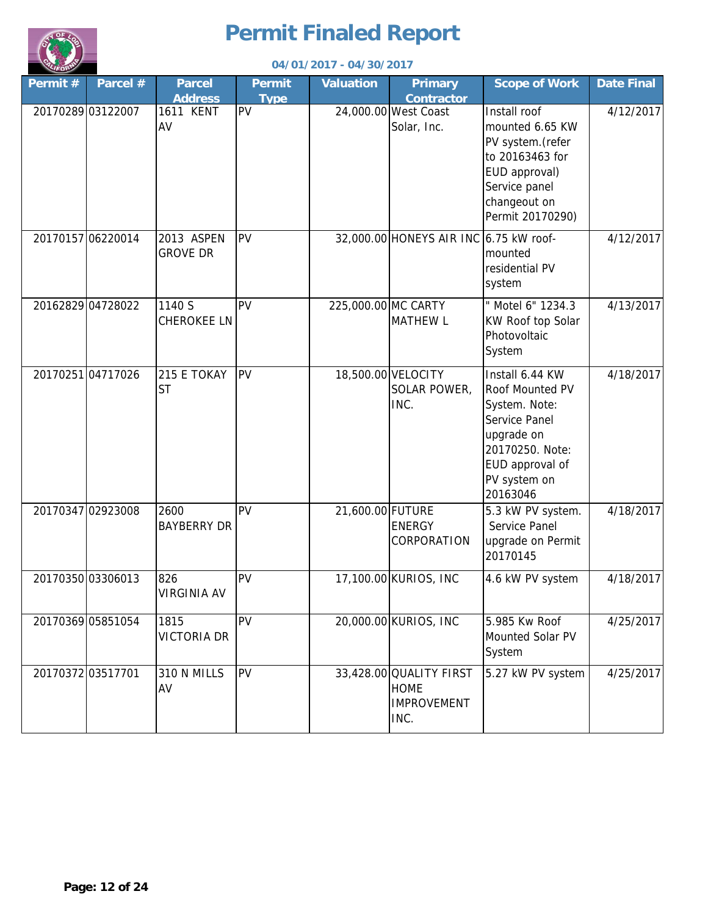# Permit Finaled Report

**04/01/2017 - 04/30/2017**

| Permit # | Parcel # | Parcel Address | Permit Type | Valuation | Primary Contractor | Scope of Work | Date Final |
|---|---|---|---|---|---|---|---|
| 20170289 | 03122007 | 1611 KENT AV | PV | 24,000.00 | West Coast Solar, Inc. | Install roof mounted 6.65 KW PV system.(refer to 20163463 for EUD approval) Service panel changeout on Permit 20170290) | 4/12/2017 |
| 20170157 | 06220014 | 2013 ASPEN GROVE DR | PV | 32,000.00 | HONEYS AIR INC | 6.75 kW roof-mounted residential PV system | 4/12/2017 |
| 20162829 | 04728022 | 1140 S CHEROKEE LN | PV | 225,000.00 | MC CARTY MATHEW L | " Motel 6" 1234.3 KW Roof top Solar Photovoltaic System | 4/13/2017 |
| 20170251 | 04717026 | 215 E TOKAY ST | PV | 18,500.00 | VELOCITY SOLAR POWER, INC. | Install 6.44 KW Roof Mounted PV System. Note: Service Panel upgrade on 20170250. Note: EUD approval of PV system on 20163046 | 4/18/2017 |
| 20170347 | 02923008 | 2600 BAYBERRY DR | PV | 21,600.00 | FUTURE ENERGY CORPORATION | 5.3 kW PV system. Service Panel upgrade on Permit 20170145 | 4/18/2017 |
| 20170350 | 03306013 | 826 VIRGINIA AV | PV | 17,100.00 | KURIOS, INC | 4.6 kW PV system | 4/18/2017 |
| 20170369 | 05851054 | 1815 VICTORIA DR | PV | 20,000.00 | KURIOS, INC | 5.985 Kw Roof Mounted Solar PV System | 4/25/2017 |
| 20170372 | 03517701 | 310 N MILLS AV | PV | 33,428.00 | QUALITY FIRST HOME IMPROVEMENT INC. | 5.27 kW PV system | 4/25/2017 |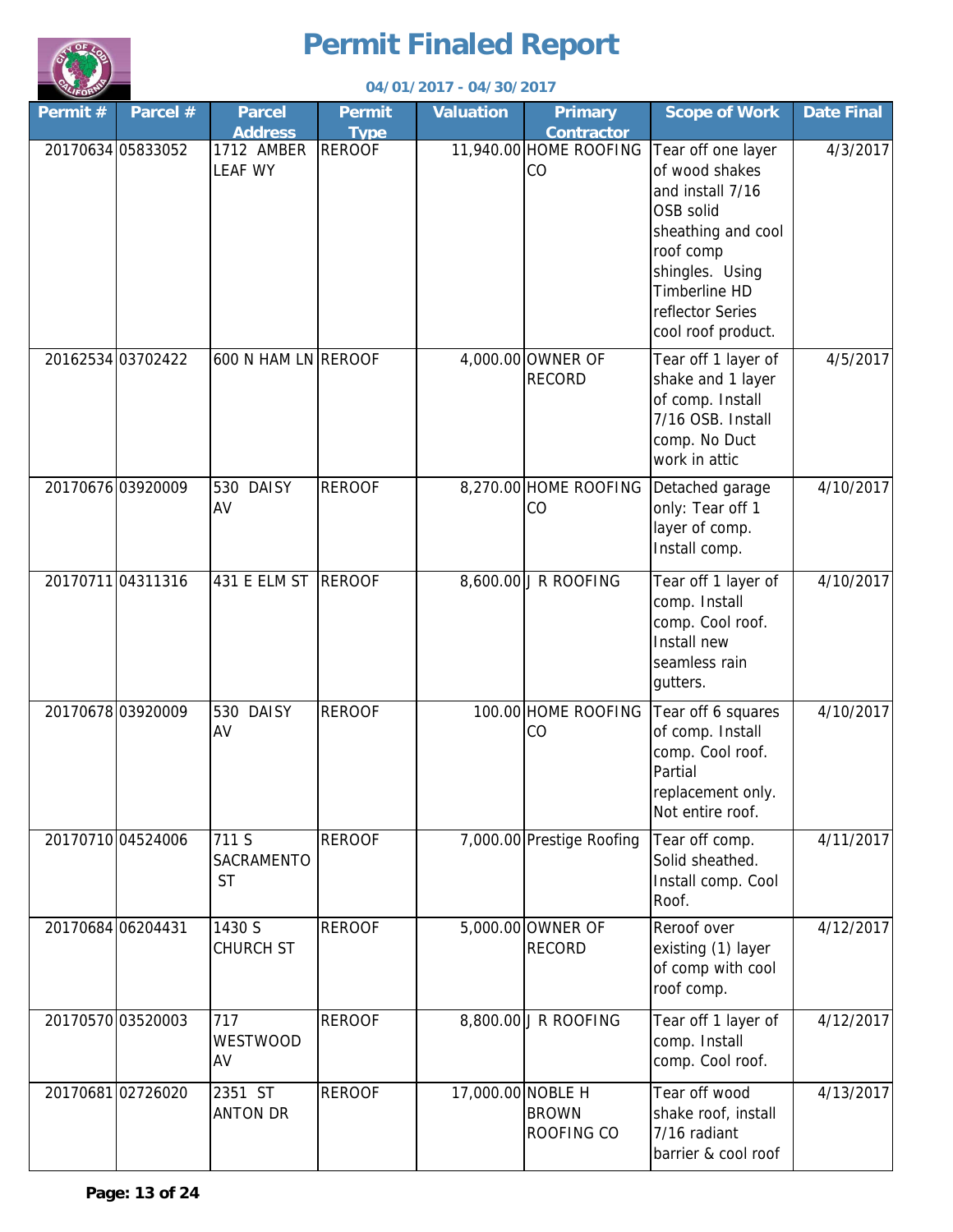# Permit Finaled Report

**04/01/2017 - 04/30/2017**

| Permit # | Parcel # | Parcel Address | Permit Type | Valuation | Primary Contractor | Scope of Work | Date Final |
|---|---|---|---|---|---|---|---|
| 20170634 | 05833052 | 1712 AMBER LEAF WY | REROOF | 11,940.00 | HOME ROOFING CO | Tear off one layer of wood shakes and install 7/16 OSB solid sheathing and cool roof comp shingles. Using Timberline HD reflector Series cool roof product. | 4/3/2017 |
| 20162534 | 03702422 | 600 N HAM LN | REROOF | 4,000.00 | OWNER OF RECORD | Tear off 1 layer of shake and 1 layer of comp. Install 7/16 OSB. Install comp. No Duct work in attic | 4/5/2017 |
| 20170676 | 03920009 | 530 DAISY AV | REROOF | 8,270.00 | HOME ROOFING CO | Detached garage only: Tear off 1 layer of comp. Install comp. | 4/10/2017 |
| 20170711 | 04311316 | 431 E ELM ST | REROOF | 8,600.00 | J R ROOFING | Tear off 1 layer of comp. Install comp. Cool roof. Install new seamless rain gutters. | 4/10/2017 |
| 20170678 | 03920009 | 530 DAISY AV | REROOF | 100.00 | HOME ROOFING CO | Tear off 6 squares of comp. Install comp. Cool roof. Partial replacement only. Not entire roof. | 4/10/2017 |
| 20170710 | 04524006 | 711 S SACRAMENTO ST | REROOF | 7,000.00 | Prestige Roofing | Tear off comp. Solid sheathed. Install comp. Cool Roof. | 4/11/2017 |
| 20170684 | 06204431 | 1430 S CHURCH ST | REROOF | 5,000.00 | OWNER OF RECORD | Reroof over existing (1) layer of comp with cool roof comp. | 4/12/2017 |
| 20170570 | 03520003 | 717 WESTWOOD AV | REROOF | 8,800.00 | J R ROOFING | Tear off 1 layer of comp. Install comp. Cool roof. | 4/12/2017 |
| 20170681 | 02726020 | 2351 ST ANTON DR | REROOF | 17,000.00 | NOBLE H BROWN ROOFING CO | Tear off wood shake roof, install 7/16 radiant barrier & cool roof | 4/13/2017 |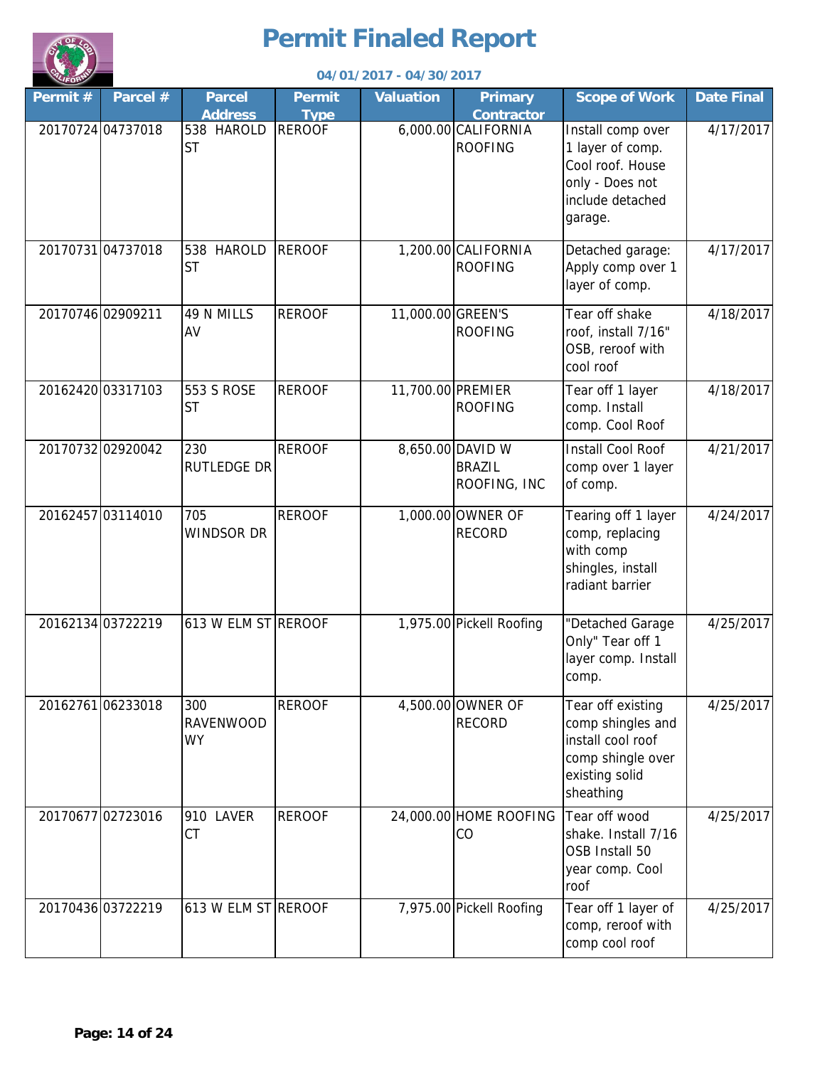# Permit Finaled Report

**04/01/2017 - 04/30/2017**

| Permit # | Parcel # | Parcel Address | Permit Type | Valuation | Primary Contractor | Scope of Work | Date Final |
|---|---|---|---|---|---|---|---|
| 20170724 | 04737018 | 538 HAROLD ST | REROOF | 6,000.00 | CALIFORNIA ROOFING | Install comp over 1 layer of comp. Cool roof. House only - Does not include detached garage. | 4/17/2017 |
| 20170731 | 04737018 | 538 HAROLD ST | REROOF | 1,200.00 | CALIFORNIA ROOFING | Detached garage: Apply comp over 1 layer of comp. | 4/17/2017 |
| 20170746 | 02909211 | 49 N MILLS AV | REROOF | 11,000.00 | GREEN'S ROOFING | Tear off shake roof, install 7/16" OSB, reroof with cool roof | 4/18/2017 |
| 20162420 | 03317103 | 553 S ROSE ST | REROOF | 11,700.00 | PREMIER ROOFING | Tear off 1 layer comp. Install comp. Cool Roof | 4/18/2017 |
| 20170732 | 02920042 | 230 RUTLEDGE DR | REROOF | 8,650.00 | DAVID W BRAZIL ROOFING, INC | Install Cool Roof comp over 1 layer of comp. | 4/21/2017 |
| 20162457 | 03114010 | 705 WINDSOR DR | REROOF | 1,000.00 | OWNER OF RECORD | Tearing off 1 layer comp, replacing with comp shingles, install radiant barrier | 4/24/2017 |
| 20162134 | 03722219 | 613 W ELM ST | REROOF | 1,975.00 | Pickell Roofing | "Detached Garage Only" Tear off 1 layer comp. Install comp. | 4/25/2017 |
| 20162761 | 06233018 | 300 RAVENWOOD WY | REROOF | 4,500.00 | OWNER OF RECORD | Tear off existing comp shingles and install cool roof comp shingle over existing solid sheathing | 4/25/2017 |
| 20170677 | 02723016 | 910 LAVER CT | REROOF | 24,000.00 | HOME ROOFING CO | Tear off wood shake. Install 7/16 OSB Install 50 year comp. Cool roof | 4/25/2017 |
| 20170436 | 03722219 | 613 W ELM ST | REROOF | 7,975.00 | Pickell Roofing | Tear off 1 layer of comp, reroof with comp cool roof | 4/25/2017 |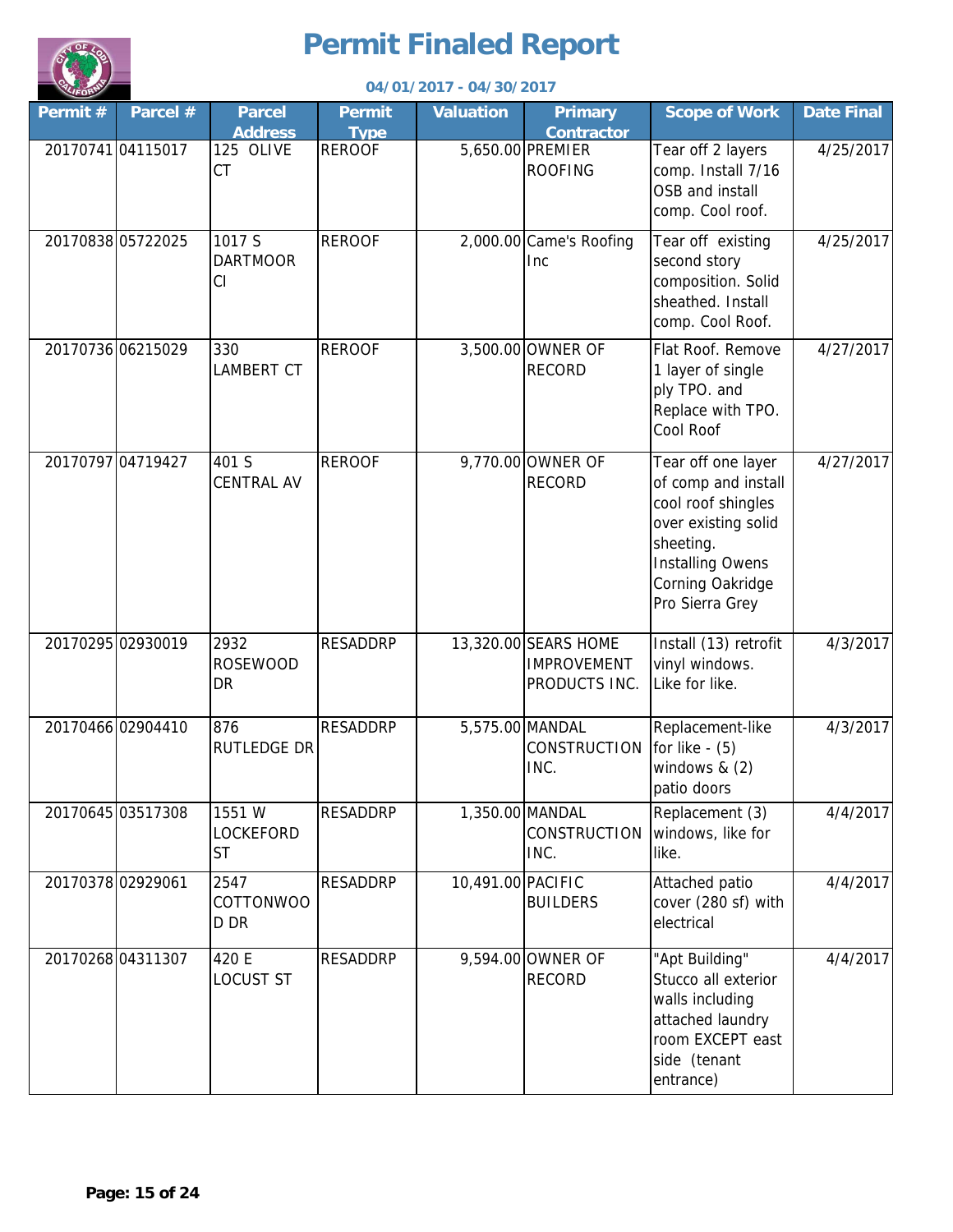# Permit Finaled Report

**04/01/2017 - 04/30/2017**

| Permit # | Parcel # | Parcel Address | Permit Type | Valuation | Primary Contractor | Scope of Work | Date Final |
|---|---|---|---|---|---|---|---|
| 20170741 | 04115017 | 125 OLIVE CT | REROOF | 5,650.00 | PREMIER ROOFING | Tear off 2 layers comp. Install 7/16 OSB and install comp. Cool roof. | 4/25/2017 |
| 20170838 | 05722025 | 1017 S DARTMOOR CI | REROOF | 2,000.00 | Came's Roofing Inc | Tear off existing second story composition. Solid sheathed. Install comp. Cool Roof. | 4/25/2017 |
| 20170736 | 06215029 | 330 LAMBERT CT | REROOF | 3,500.00 | OWNER OF RECORD | Flat Roof. Remove 1 layer of single ply TPO. and Replace with TPO. Cool Roof | 4/27/2017 |
| 20170797 | 04719427 | 401 S CENTRAL AV | REROOF | 9,770.00 | OWNER OF RECORD | Tear off one layer of comp and install cool roof shingles over existing solid sheeting. Installing Owens Corning Oakridge Pro Sierra Grey | 4/27/2017 |
| 20170295 | 02930019 | 2932 ROSEWOOD DR | RESADDRP | 13,320.00 | SEARS HOME IMPROVEMENT PRODUCTS INC. | Install (13) retrofit vinyl windows. Like for like. | 4/3/2017 |
| 20170466 | 02904410 | 876 RUTLEDGE DR | RESADDRP | 5,575.00 | MANDAL CONSTRUCTION INC. | Replacement-like for like - (5) windows & (2) patio doors | 4/3/2017 |
| 20170645 | 03517308 | 1551 W LOCKEFORD ST | RESADDRP | 1,350.00 | MANDAL CONSTRUCTION INC. | Replacement (3) windows, like for like. | 4/4/2017 |
| 20170378 | 02929061 | 2547 COTTONWOOD DR | RESADDRP | 10,491.00 | PACIFIC BUILDERS | Attached patio cover (280 sf) with electrical | 4/4/2017 |
| 20170268 | 04311307 | 420 E LOCUST ST | RESADDRP | 9,594.00 | OWNER OF RECORD | "Apt Building" Stucco all exterior walls including attached laundry room EXCEPT east side (tenant entrance) | 4/4/2017 |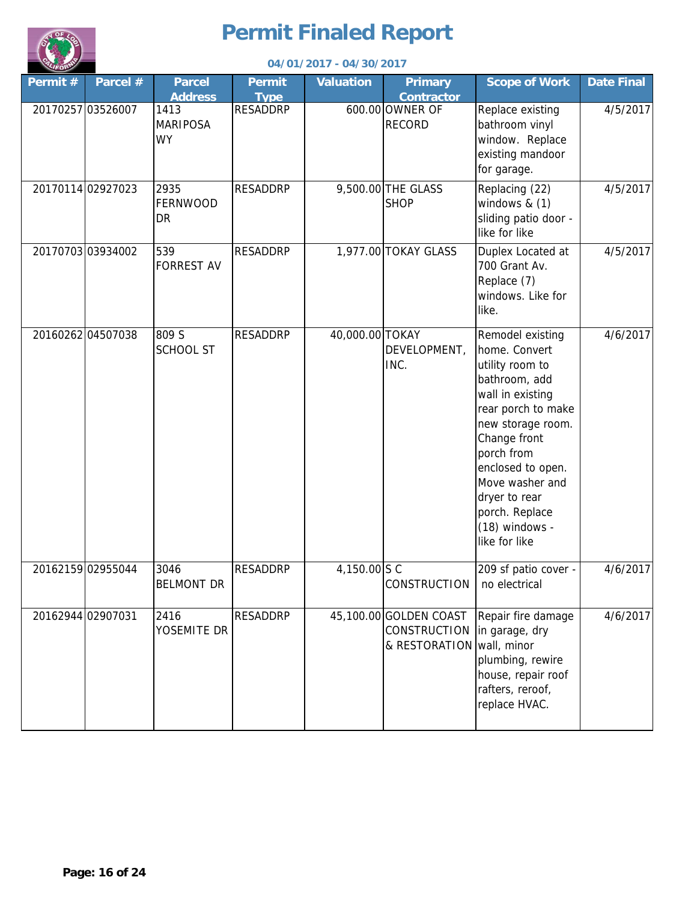# Permit Finaled Report

**04/01/2017 - 04/30/2017**

| Permit # | Parcel # | Parcel Address | Permit Type | Valuation | Primary Contractor | Scope of Work | Date Final |
|---|---|---|---|---|---|---|---|
| 20170257 | 03526007 | 1413 MARIPOSA WY | RESADDRP | 600.00 | OWNER OF RECORD | Replace existing bathroom vinyl window. Replace existing mandoor for garage. | 4/5/2017 |
| 20170114 | 02927023 | 2935 FERNWOOD DR | RESADDRP | 9,500.00 | THE GLASS SHOP | Replacing (22) windows & (1) sliding patio door - like for like | 4/5/2017 |
| 20170703 | 03934002 | 539 FORREST AV | RESADDRP | 1,977.00 | TOKAY GLASS | Duplex Located at 700 Grant Av. Replace (7) windows. Like for like. | 4/5/2017 |
| 20160262 | 04507038 | 809 S SCHOOL ST | RESADDRP | 40,000.00 | TOKAY DEVELOPMENT, INC. | Remodel existing home. Convert utility room to bathroom, add wall in existing rear porch to make new storage room. Change front porch from enclosed to open. Move washer and dryer to rear porch. Replace (18) windows - like for like | 4/6/2017 |
| 20162159 | 02955044 | 3046 BELMONT DR | RESADDRP | 4,150.00 | S C CONSTRUCTION | 209 sf patio cover - no electrical | 4/6/2017 |
| 20162944 | 02907031 | 2416 YOSEMITE DR | RESADDRP | 45,100.00 | GOLDEN COAST CONSTRUCTION & RESTORATION | Repair fire damage in garage, dry wall, minor plumbing, rewire house, repair roof rafters, reroof, replace HVAC. | 4/6/2017 |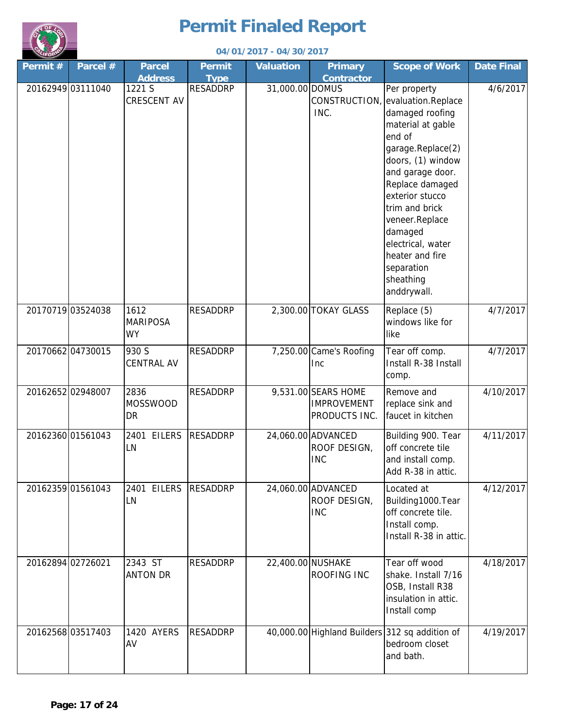# Permit Finaled Report

**04/01/2017 - 04/30/2017**

| Permit # | Parcel # | Parcel Address | Permit Type | Valuation | Primary Contractor | Scope of Work | Date Final |
|---|---|---|---|---|---|---|---|
| 20162949 | 03111040 | 1221 S CRESCENT AV | RESADDRP | 31,000.00 | DOMUS CONSTRUCTION, INC. | Per property evaluation.Replace damaged roofing material at gable end of garage.Replace(2) doors, (1) window and garage door. Replace damaged exterior stucco trim and brick veneer.Replace damaged electrical, water heater and fire separation sheathing anddrywall. | 4/6/2017 |
| 20170719 | 03524038 | 1612 MARIPOSA WY | RESADDRP | 2,300.00 | TOKAY GLASS | Replace (5) windows like for like | 4/7/2017 |
| 20170662 | 04730015 | 930 S CENTRAL AV | RESADDRP | 7,250.00 | Came's Roofing Inc | Tear off comp. Install R-38 Install comp. | 4/7/2017 |
| 20162652 | 02948007 | 2836 MOSSWOOD DR | RESADDRP | 9,531.00 | SEARS HOME IMPROVEMENT PRODUCTS INC. | Remove and replace sink and faucet in kitchen | 4/10/2017 |
| 20162360 | 01561043 | 2401 EILERS LN | RESADDRP | 24,060.00 | ADVANCED ROOF DESIGN, INC | Building 900. Tear off concrete tile and install comp. Add R-38 in attic. | 4/11/2017 |
| 20162359 | 01561043 | 2401 EILERS LN | RESADDRP | 24,060.00 | ADVANCED ROOF DESIGN, INC | Located at Building1000.Tear off concrete tile. Install comp. Install R-38 in attic. | 4/12/2017 |
| 20162894 | 02726021 | 2343 ST ANTON DR | RESADDRP | 22,400.00 | NUSHAKE ROOFING INC | Tear off wood shake. Install 7/16 OSB, Install R38 insulation in attic. Install comp | 4/18/2017 |
| 20162568 | 03517403 | 1420 AYERS AV | RESADDRP | 40,000.00 | Highland Builders | 312 sq addition of bedroom closet and bath. | 4/19/2017 |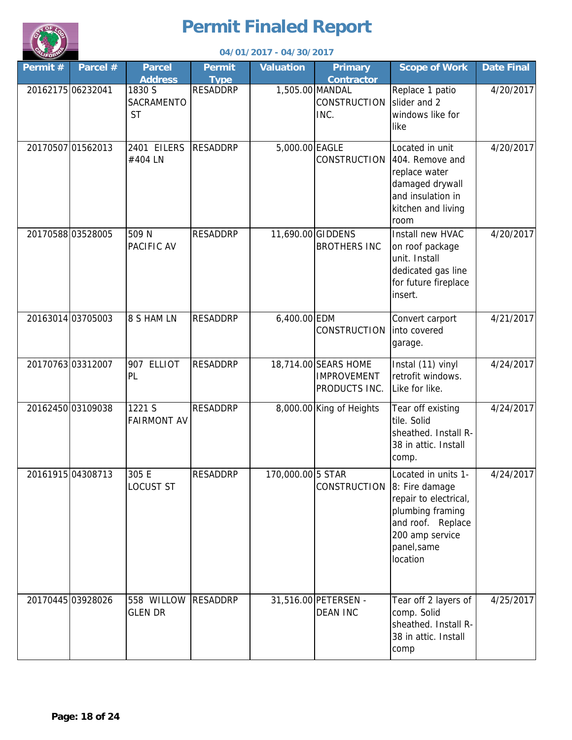# Permit Finaled Report

**04/01/2017 - 04/30/2017**

| Permit # | Parcel # | Parcel Address | Permit Type | Valuation | Primary Contractor | Scope of Work | Date Final |
|---|---|---|---|---|---|---|---|
| 20162175 | 06232041 | 1830 S SACRAMENTO ST | RESADDRP | 1,505.00 | MANDAL CONSTRUCTION INC. | Replace 1 patio slider and 2 windows like for like | 4/20/2017 |
| 20170507 | 01562013 | 2401 EILERS #404 LN | RESADDRP | 5,000.00 | EAGLE CONSTRUCTION | Located in unit 404. Remove and replace water damaged drywall and insulation in kitchen and living room | 4/20/2017 |
| 20170588 | 03528005 | 509 N PACIFIC AV | RESADDRP | 11,690.00 | GIDDENS BROTHERS INC | Install new HVAC on roof package unit. Install dedicated gas line for future fireplace insert. | 4/20/2017 |
| 20163014 | 03705003 | 8 S HAM LN | RESADDRP | 6,400.00 | EDM CONSTRUCTION | Convert carport into covered garage. | 4/21/2017 |
| 20170763 | 03312007 | 907 ELLIOT PL | RESADDRP | 18,714.00 | SEARS HOME IMPROVEMENT PRODUCTS INC. | Instal (11) vinyl retrofit windows. Like for like. | 4/24/2017 |
| 20162450 | 03109038 | 1221 S FAIRMONT AV | RESADDRP | 8,000.00 | King of Heights | Tear off existing tile. Solid sheathed. Install R-38 in attic. Install comp. | 4/24/2017 |
| 20161915 | 04308713 | 305 E LOCUST ST | RESADDRP | 170,000.00 | 5 STAR CONSTRUCTION | Located in units 1-8: Fire damage repair to electrical, plumbing framing and roof. Replace 200 amp service panel,same location | 4/24/2017 |
| 20170445 | 03928026 | 558 WILLOW GLEN DR | RESADDRP | 31,516.00 | PETERSEN - DEAN INC | Tear off 2 layers of comp. Solid sheathed. Install R-38 in attic. Install comp | 4/25/2017 |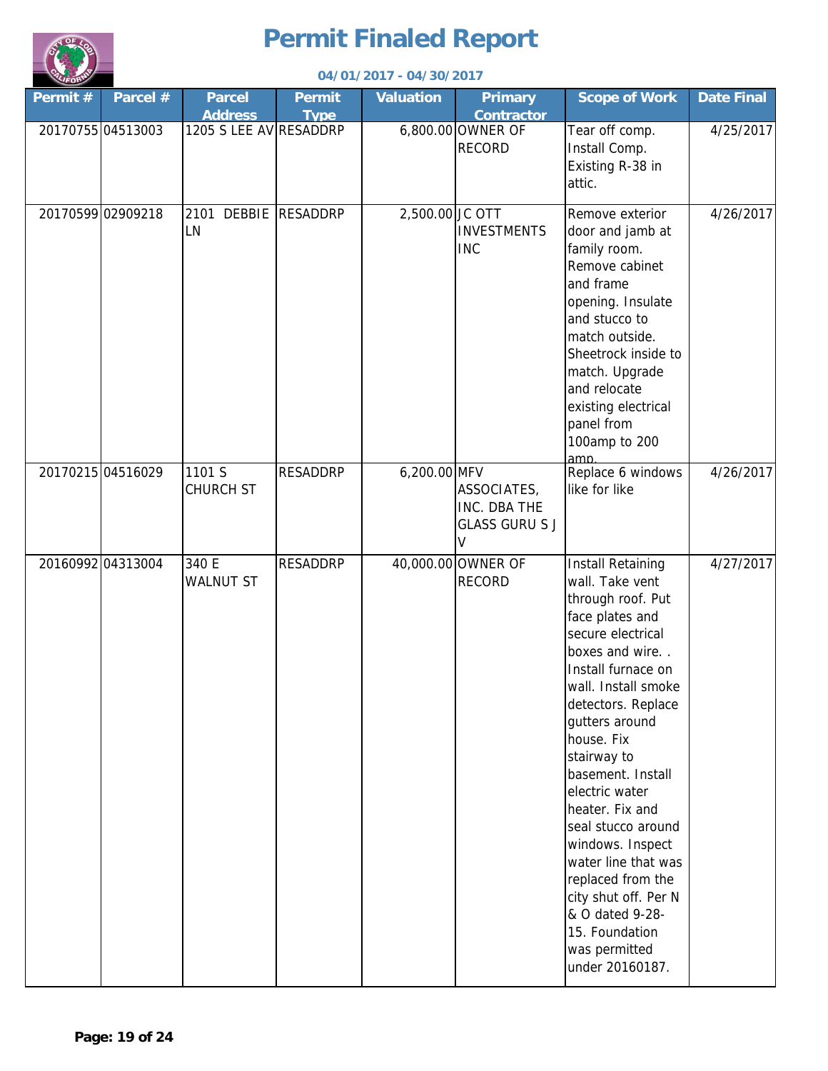# Permit Finaled Report

**04/01/2017 - 04/30/2017**

| Permit # | Parcel # | Parcel Address | Permit Type | Valuation | Primary Contractor | Scope of Work | Date Final |
|---|---|---|---|---|---|---|---|
| 20170755 | 04513003 | 1205 S LEE AV | RESADDRP | 6,800.00 | OWNER OF RECORD | Tear off comp. Install Comp. Existing R-38 in attic. | 4/25/2017 |
| 20170599 | 02909218 | 2101 DEBBIE LN | RESADDRP | 2,500.00 | JC OTT INVESTMENTS INC | Remove exterior door and jamb at family room. Remove cabinet and frame opening. Insulate and stucco to match outside. Sheetrock inside to match. Upgrade and relocate existing electrical panel from 100amp to 200 amp. | 4/26/2017 |
| 20170215 | 04516029 | 1101 S CHURCH ST | RESADDRP | 6,200.00 | MFV ASSOCIATES, INC. DBA THE GLASS GURU S J V | Replace 6 windows like for like | 4/26/2017 |
| 20160992 | 04313004 | 340 E WALNUT ST | RESADDRP | 40,000.00 | OWNER OF RECORD | Install Retaining wall. Take vent through roof. Put face plates and secure electrical boxes and wire. . Install furnace on wall. Install smoke detectors. Replace gutters around house. Fix stairway to basement. Install electric water heater. Fix and seal stucco around windows. Inspect water line that was replaced from the city shut off. Per N & O dated 9-28-15. Foundation was permitted under 20160187. | 4/27/2017 |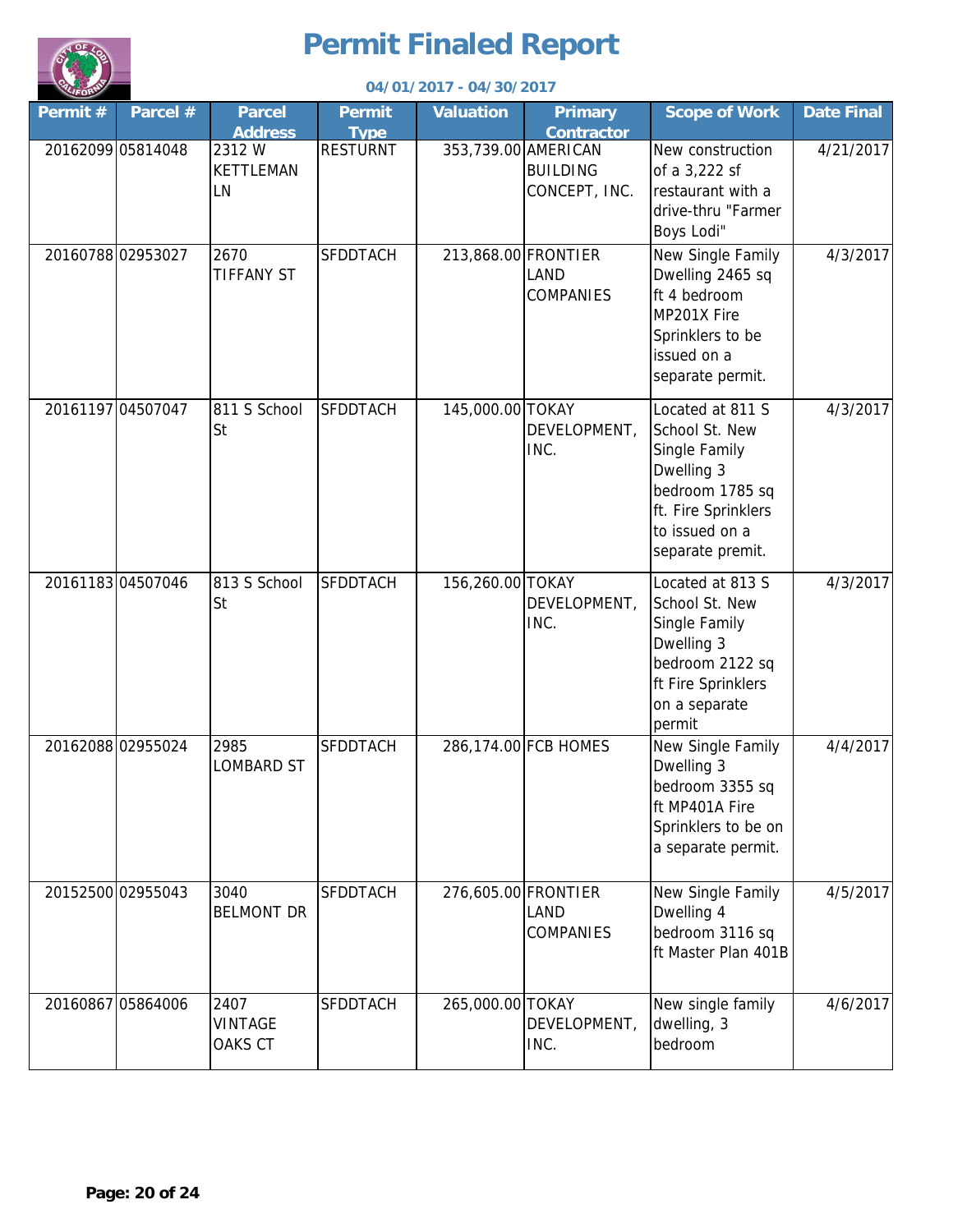# Permit Finaled Report

**04/01/2017 - 04/30/2017**

| Permit # | Parcel # | Parcel Address | Permit Type | Valuation | Primary Contractor | Scope of Work | Date Final |
|---|---|---|---|---|---|---|---|
| 20162099 | 05814048 | 2312 W KETTLEMAN LN | RESTURNT | 353,739.00 | AMERICAN BUILDING CONCEPT, INC. | New construction of a 3,222 sf restaurant with a drive-thru "Farmer Boys Lodi" | 4/21/2017 |
| 20160788 | 02953027 | 2670 TIFFANY ST | SFDDTACH | 213,868.00 | FRONTIER LAND COMPANIES | New Single Family Dwelling 2465 sq ft 4 bedroom MP201X Fire Sprinklers to be issued on a separate permit. | 4/3/2017 |
| 20161197 | 04507047 | 811 S School St | SFDDTACH | 145,000.00 | TOKAY DEVELOPMENT, INC. | Located at 811 S School St. New Single Family Dwelling 3 bedroom 1785 sq ft. Fire Sprinklers to issued on a separate premit. | 4/3/2017 |
| 20161183 | 04507046 | 813 S School St | SFDDTACH | 156,260.00 | TOKAY DEVELOPMENT, INC. | Located at 813 S School St. New Single Family Dwelling 3 bedroom 2122 sq ft Fire Sprinklers on a separate permit | 4/3/2017 |
| 20162088 | 02955024 | 2985 LOMBARD ST | SFDDTACH | 286,174.00 | FCB HOMES | New Single Family Dwelling 3 bedroom 3355 sq ft MP401A Fire Sprinklers to be on a separate permit. | 4/4/2017 |
| 20152500 | 02955043 | 3040 BELMONT DR | SFDDTACH | 276,605.00 | FRONTIER LAND COMPANIES | New Single Family Dwelling 4 bedroom 3116 sq ft Master Plan 401B | 4/5/2017 |
| 20160867 | 05864006 | 2407 VINTAGE OAKS CT | SFDDTACH | 265,000.00 | TOKAY DEVELOPMENT, INC. | New single family dwelling, 3 bedroom | 4/6/2017 |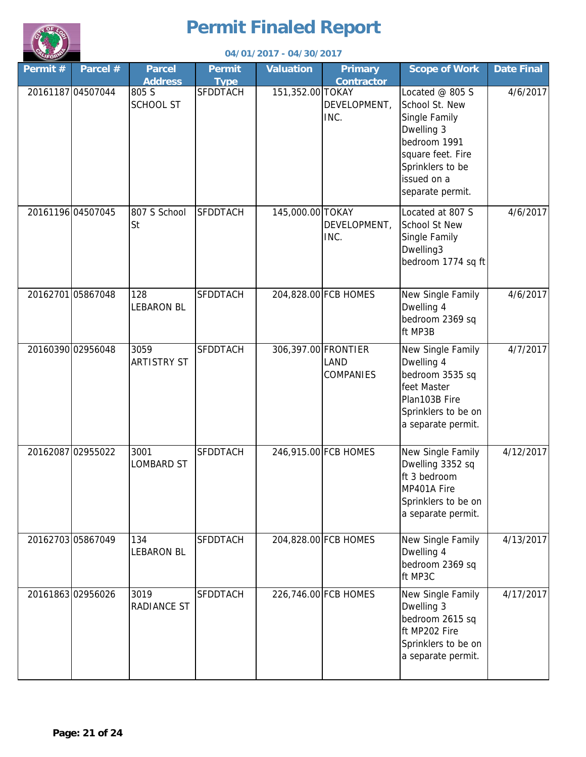# Permit Finaled Report

**04/01/2017 - 04/30/2017**

| Permit # | Parcel # | Parcel Address | Permit Type | Valuation | Primary Contractor | Scope of Work | Date Final |
|---|---|---|---|---|---|---|---|
| 20161187 | 04507044 | 805 S SCHOOL ST | SFDDTACH | 151,352.00 | TOKAY DEVELOPMENT, INC. | Located @ 805 S School St. New Single Family Dwelling 3 bedroom 1991 square feet. Fire Sprinklers to be issued on a separate permit. | 4/6/2017 |
| 20161196 | 04507045 | 807 S School St | SFDDTACH | 145,000.00 | TOKAY DEVELOPMENT, INC. | Located at 807 S School St New Single Family Dwelling3 bedroom 1774 sq ft | 4/6/2017 |
| 20162701 | 05867048 | 128 LEBARON BL | SFDDTACH | 204,828.00 | FCB HOMES | New Single Family Dwelling 4 bedroom 2369 sq ft MP3B | 4/6/2017 |
| 20160390 | 02956048 | 3059 ARTISTRY ST | SFDDTACH | 306,397.00 | FRONTIER LAND COMPANIES | New Single Family Dwelling 4 bedroom 3535 sq feet Master Plan103B Fire Sprinklers to be on a separate permit. | 4/7/2017 |
| 20162087 | 02955022 | 3001 LOMBARD ST | SFDDTACH | 246,915.00 | FCB HOMES | New Single Family Dwelling 3352 sq ft 3 bedroom MP401A Fire Sprinklers to be on a separate permit. | 4/12/2017 |
| 20162703 | 05867049 | 134 LEBARON BL | SFDDTACH | 204,828.00 | FCB HOMES | New Single Family Dwelling 4 bedroom 2369 sq ft MP3C | 4/13/2017 |
| 20161863 | 02956026 | 3019 RADIANCE ST | SFDDTACH | 226,746.00 | FCB HOMES | New Single Family Dwelling 3 bedroom 2615 sq ft MP202 Fire Sprinklers to be on a separate permit. | 4/17/2017 |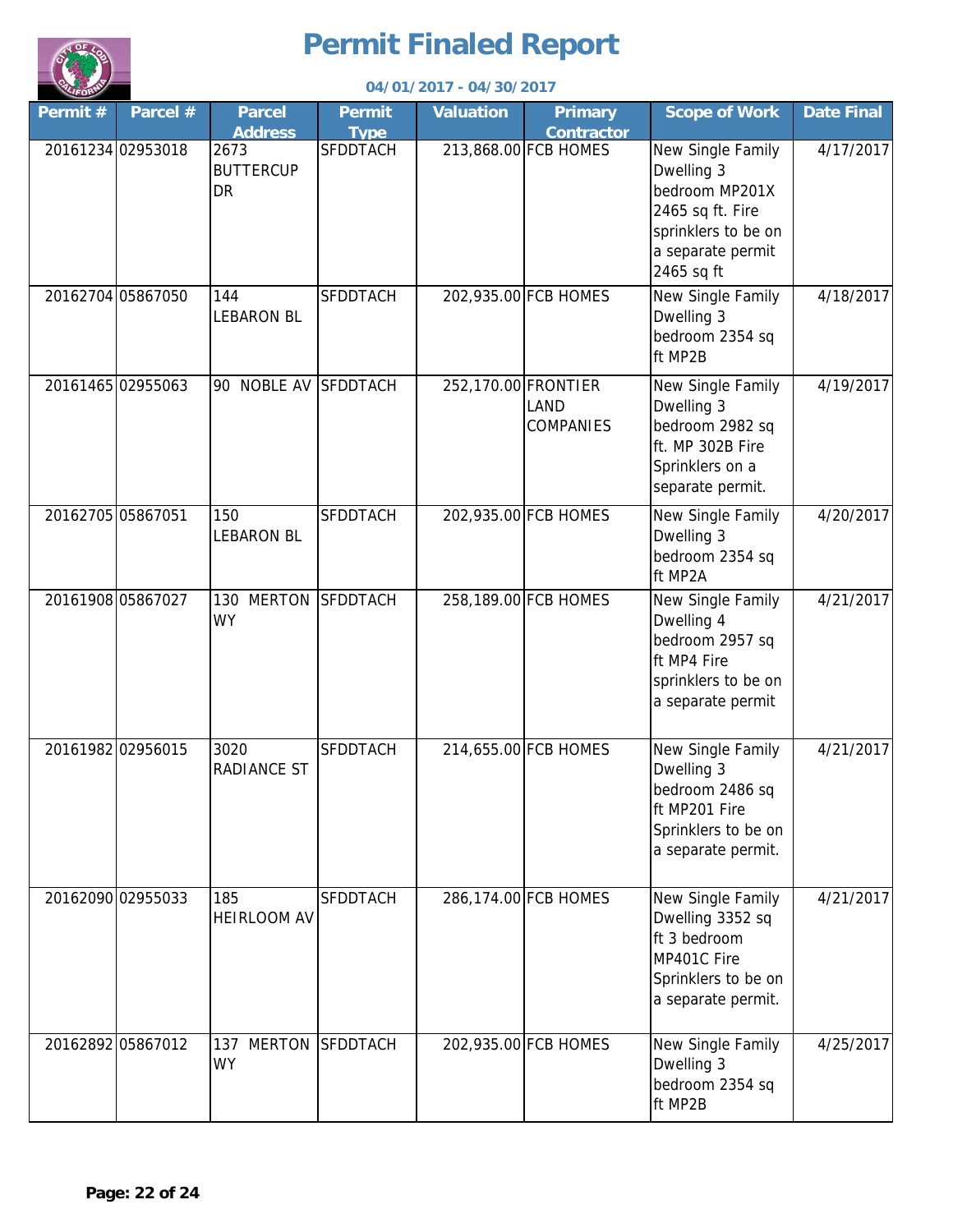# Permit Finaled Report

**04/01/2017 - 04/30/2017**

| Permit # | Parcel # | Parcel Address | Permit Type | Valuation | Primary Contractor | Scope of Work | Date Final |
|---|---|---|---|---|---|---|---|
| 20161234 | 02953018 | 2673 BUTTERCUP DR | SFDDTACH | 213,868.00 | FCB HOMES | New Single Family Dwelling 3 bedroom MP201X 2465 sq ft. Fire sprinklers to be on a separate permit 2465 sq ft | 4/17/2017 |
| 20162704 | 05867050 | 144 LEBARON BL | SFDDTACH | 202,935.00 | FCB HOMES | New Single Family Dwelling 3 bedroom 2354 sq ft MP2B | 4/18/2017 |
| 20161465 | 02955063 | 90 NOBLE AV | SFDDTACH | 252,170.00 | FRONTIER LAND COMPANIES | New Single Family Dwelling 3 bedroom 2982 sq ft. MP 302B Fire Sprinklers on a separate permit. | 4/19/2017 |
| 20162705 | 05867051 | 150 LEBARON BL | SFDDTACH | 202,935.00 | FCB HOMES | New Single Family Dwelling 3 bedroom 2354 sq ft MP2A | 4/20/2017 |
| 20161908 | 05867027 | 130 MERTON WY | SFDDTACH | 258,189.00 | FCB HOMES | New Single Family Dwelling 4 bedroom 2957 sq ft MP4 Fire sprinklers to be on a separate permit | 4/21/2017 |
| 20161982 | 02956015 | 3020 RADIANCE ST | SFDDTACH | 214,655.00 | FCB HOMES | New Single Family Dwelling 3 bedroom 2486 sq ft MP201 Fire Sprinklers to be on a separate permit. | 4/21/2017 |
| 20162090 | 02955033 | 185 HEIRLOOM AV | SFDDTACH | 286,174.00 | FCB HOMES | New Single Family Dwelling 3352 sq ft 3 bedroom MP401C Fire Sprinklers to be on a separate permit. | 4/21/2017 |
| 20162892 | 05867012 | 137 MERTON WY | SFDDTACH | 202,935.00 | FCB HOMES | New Single Family Dwelling 3 bedroom 2354 sq ft MP2B | 4/25/2017 |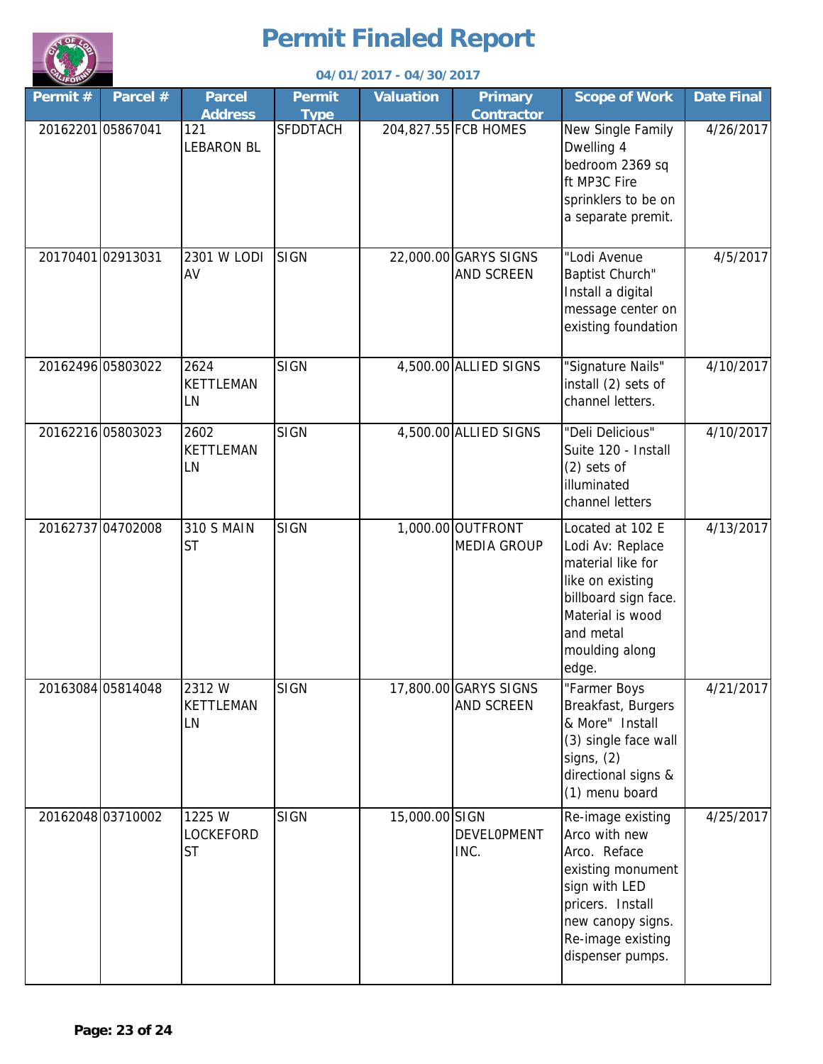# Permit Finaled Report

**04/01/2017 - 04/30/2017**

| Permit # | Parcel # | Parcel Address | Permit Type | Valuation | Primary Contractor | Scope of Work | Date Final |
|---|---|---|---|---|---|---|---|
| 20162201 | 05867041 | 121 LEBARON BL | SFDDTACH | 204,827.55 | FCB HOMES | New Single Family Dwelling 4 bedroom 2369 sq ft MP3C Fire sprinklers to be on a separate premit. | 4/26/2017 |
| 20170401 | 02913031 | 2301 W LODI AV | SIGN | 22,000.00 | GARYS SIGNS AND SCREEN | "Lodi Avenue Baptist Church" Install a digital message center on existing foundation | 4/5/2017 |
| 20162496 | 05803022 | 2624 KETTLEMAN LN | SIGN | 4,500.00 | ALLIED SIGNS | "Signature Nails" install (2) sets of channel letters. | 4/10/2017 |
| 20162216 | 05803023 | 2602 KETTLEMAN LN | SIGN | 4,500.00 | ALLIED SIGNS | "Deli Delicious" Suite 120 - Install (2) sets of illuminated channel letters | 4/10/2017 |
| 20162737 | 04702008 | 310 S MAIN ST | SIGN | 1,000.00 | OUTFRONT MEDIA GROUP | Located at 102 E Lodi Av: Replace material like for like on existing billboard sign face. Material is wood and metal moulding along edge. | 4/13/2017 |
| 20163084 | 05814048 | 2312 W KETTLEMAN LN | SIGN | 17,800.00 | GARYS SIGNS AND SCREEN | "Farmer Boys Breakfast, Burgers & More" Install (3) single face wall signs, (2) directional signs & (1) menu board | 4/21/2017 |
| 20162048 | 03710002 | 1225 W LOCKEFORD ST | SIGN | 15,000.00 | SIGN DEVELOPMENT INC. | Re-image existing Arco with new Arco. Reface existing monument sign with LED pricers. Install new canopy signs. Re-image existing dispenser pumps. | 4/25/2017 |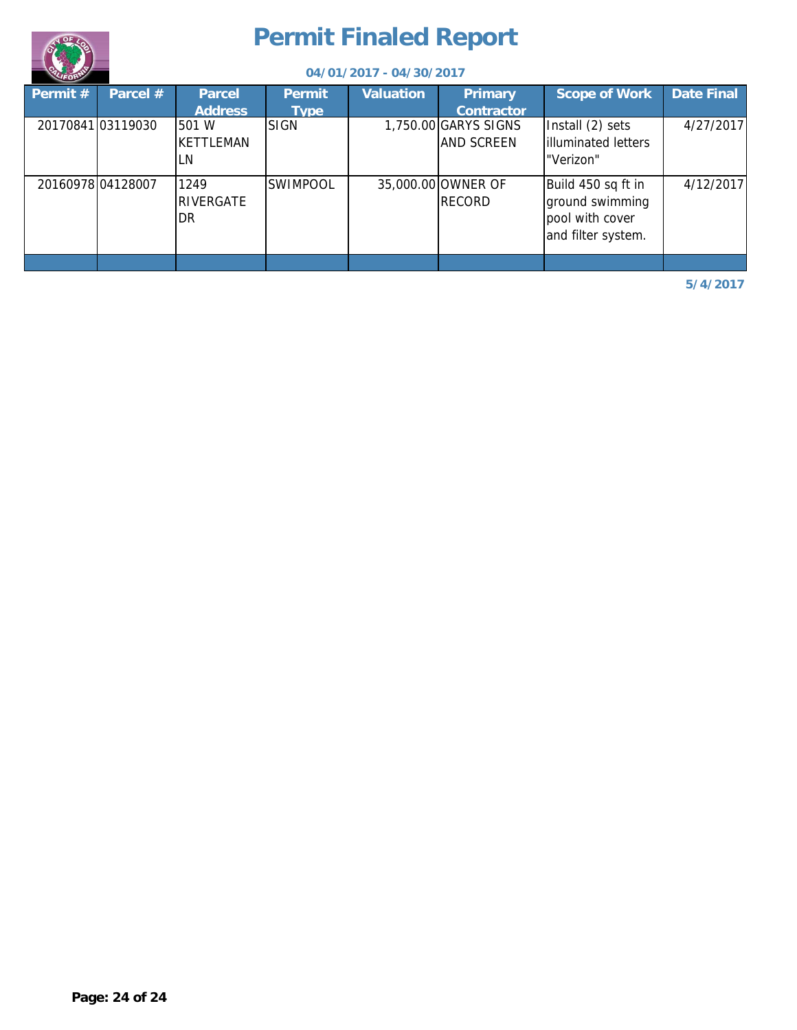# Permit Finaled Report

**04/01/2017 - 04/30/2017**

| Permit # | Parcel # | Parcel Address | Permit Type | Valuation | Primary Contractor | Scope of Work | Date Final |
|---|---|---|---|---|---|---|---|
| 20170841 | 03119030 | 501 W KETTLEMAN LN | SIGN | 1,750.00 | GARYS SIGNS AND SCREEN | Install (2) sets illuminated letters "Verizon" | 4/27/2017 |
| 20160978 | 04128007 | 1249 RIVERGATE DR | SWIMPOOL | 35,000.00 | OWNER OF RECORD | Build 450 sq ft in ground swimming pool with cover and filter system. | 4/12/2017 |
| | | | | | | | |

**5/4/2017**